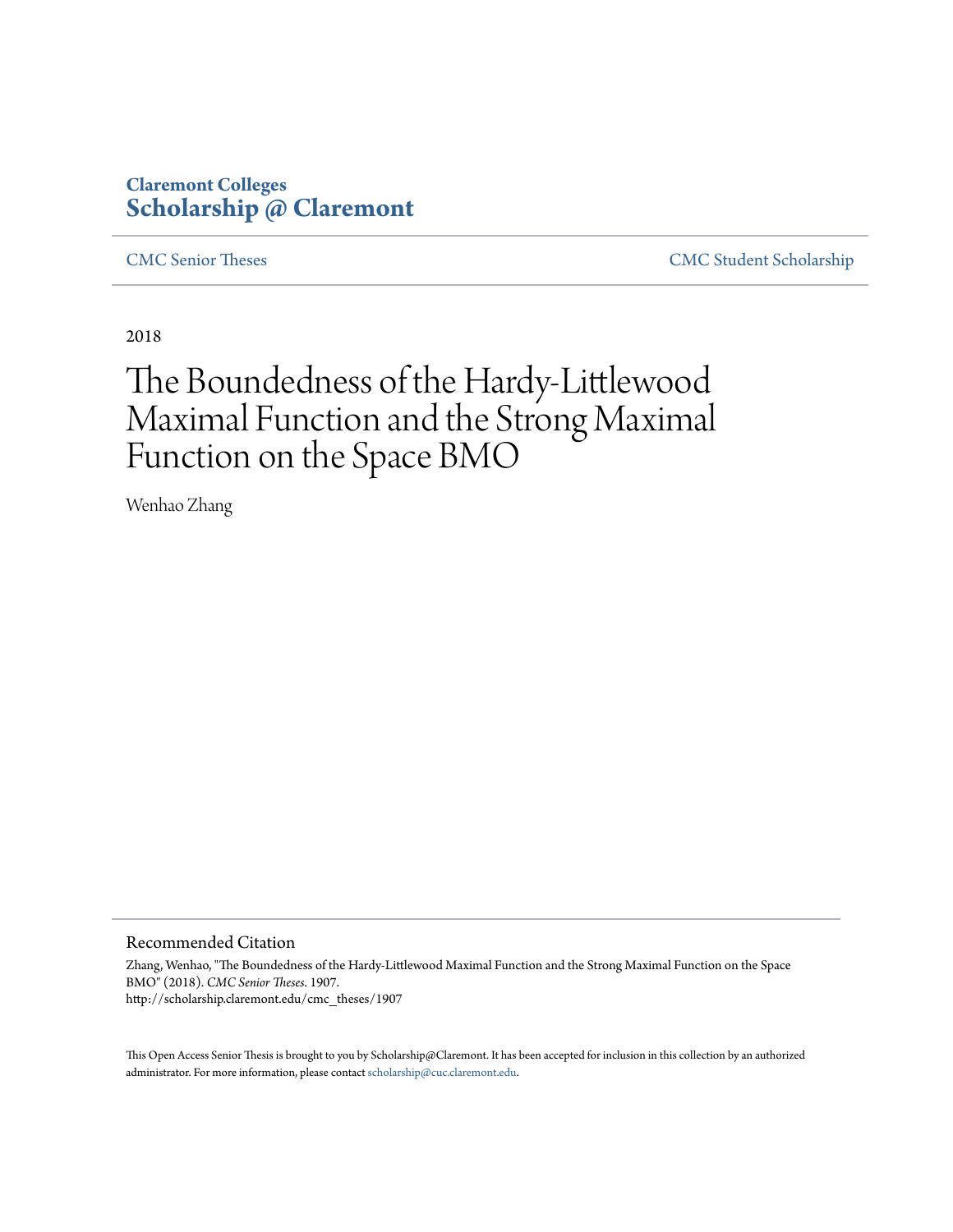**Claremont Colleges**
**Scholarship @ Claremont**

CMC Senior Theses | CMC Student Scholarship

2018

# The Boundedness of the Hardy-Littlewood Maximal Function and the Strong Maximal Function on the Space BMO

Wenhao Zhang

## Recommended Citation

Zhang, Wenhao, "The Boundedness of the Hardy-Littlewood Maximal Function and the Strong Maximal Function on the Space BMO" (2018). *CMC Senior Theses*. 1907.
http://scholarship.claremont.edu/cmc_theses/1907

This Open Access Senior Thesis is brought to you by Scholarship@Claremont. It has been accepted for inclusion in this collection by an authorized administrator. For more information, please contact scholarship@cuc.claremont.edu.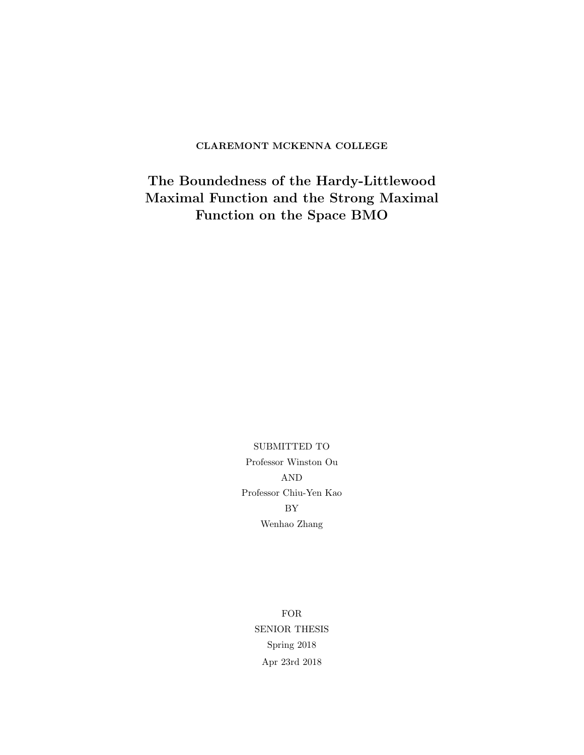**CLAREMONT MCKENNA COLLEGE**

# The Boundedness of the Hardy-Littlewood Maximal Function and the Strong Maximal Function on the Space BMO

SUBMITTED TO

Professor Winston Ou

AND

Professor Chiu-Yen Kao

BY

Wenhao Zhang

FOR

SENIOR THESIS

Spring 2018

Apr 23rd 2018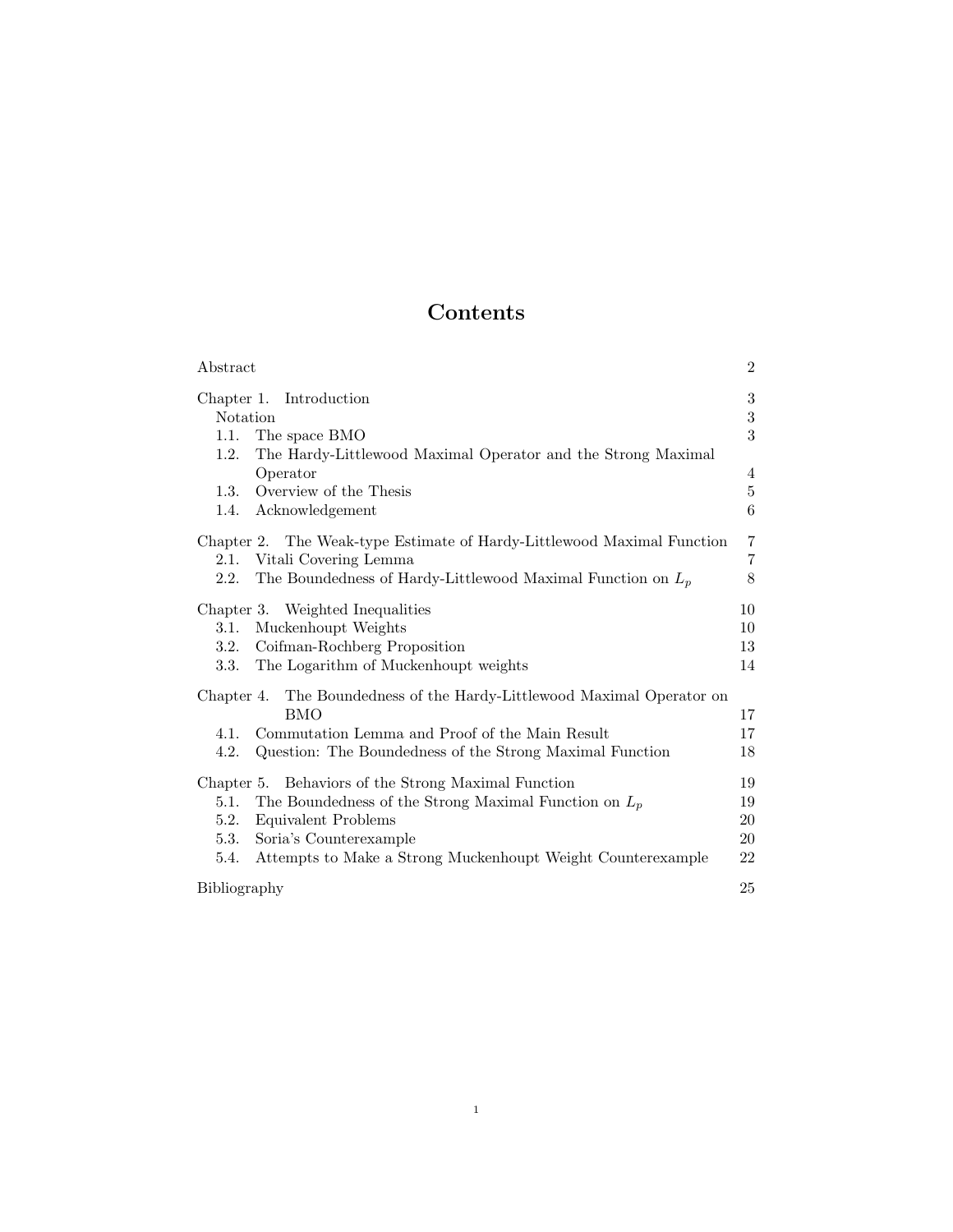# Contents

| | |
|---|---|
| Abstract | 2 |
| Chapter 1. Introduction | 3 |
| Notation | 3 |
| 1.1. The space BMO | 3 |
| 1.2. The Hardy-Littlewood Maximal Operator and the Strong Maximal Operator | 4 |
| 1.3. Overview of the Thesis | 5 |
| 1.4. Acknowledgement | 6 |
| Chapter 2. The Weak-type Estimate of Hardy-Littlewood Maximal Function | 7 |
| 2.1. Vitali Covering Lemma | 7 |
| 2.2. The Boundedness of Hardy-Littlewood Maximal Function on $L_p$ | 8 |
| Chapter 3. Weighted Inequalities | 10 |
| 3.1. Muckenhoupt Weights | 10 |
| 3.2. Coifman-Rochberg Proposition | 13 |
| 3.3. The Logarithm of Muckenhoupt weights | 14 |
| Chapter 4. The Boundedness of the Hardy-Littlewood Maximal Operator on BMO | 17 |
| 4.1. Commutation Lemma and Proof of the Main Result | 17 |
| 4.2. Question: The Boundedness of the Strong Maximal Function | 18 |
| Chapter 5. Behaviors of the Strong Maximal Function | 19 |
| 5.1. The Boundedness of the Strong Maximal Function on $L_p$ | 19 |
| 5.2. Equivalent Problems | 20 |
| 5.3. Soria's Counterexample | 20 |
| 5.4. Attempts to Make a Strong Muckenhoupt Weight Counterexample | 22 |
| Bibliography | 25 |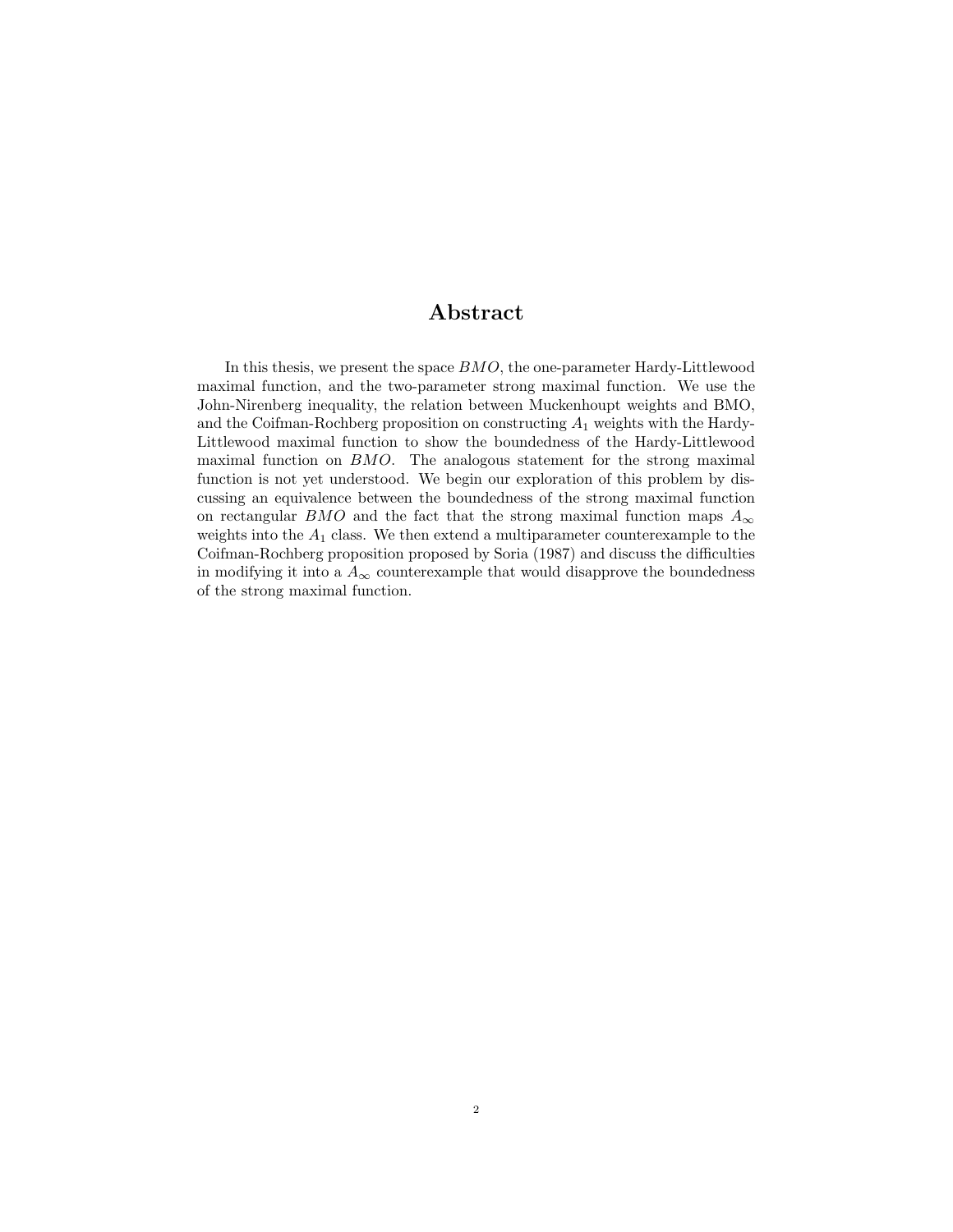# Abstract

In this thesis, we present the space $BMO$, the one-parameter Hardy-Littlewood maximal function, and the two-parameter strong maximal function. We use the John-Nirenberg inequality, the relation between Muckenhoupt weights and BMO, and the Coifman-Rochberg proposition on constructing $A_1$ weights with the Hardy-Littlewood maximal function to show the boundedness of the Hardy-Littlewood maximal function on $BMO$. The analogous statement for the strong maximal function is not yet understood. We begin our exploration of this problem by discussing an equivalence between the boundedness of the strong maximal function on rectangular $BMO$ and the fact that the strong maximal function maps $A_\infty$ weights into the $A_1$ class. We then extend a multiparameter counterexample to the Coifman-Rochberg proposition proposed by Soria (1987) and discuss the difficulties in modifying it into a $A_\infty$ counterexample that would disapprove the boundedness of the strong maximal function.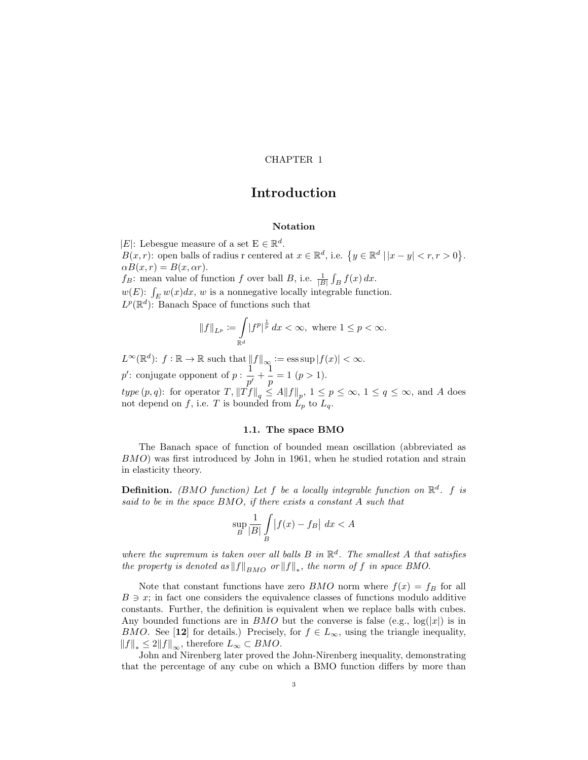CHAPTER 1

# Introduction

### Notation

$|E|$: Lebesgue measure of a set E $\in \mathbb{R}^d$.
$B(x,r)$: open balls of radius r centered at $x \in \mathbb{R}^d$, i.e. $\{y \in \mathbb{R}^d \mid |x-y| < r, r > 0\}$.
$\alpha B(x,r) = B(x, \alpha r)$.
$f_B$: mean value of function $f$ over ball $B$, i.e. $\frac{1}{|B|}\int_B f(x)\, dx$.
$w(E)$: $\int_E w(x)dx$, $w$ is a nonnegative locally integrable function.
$L^p(\mathbb{R}^d)$: Banach Space of functions such that

$$\|f\|_{L^p} := \int\limits_{\mathbb{R}^d} |f^p|^{\frac{1}{p}}\, dx < \infty, \text{ where } 1 \le p < \infty.$$

$L^\infty(\mathbb{R}^d)$: $f : \mathbb{R} \to \mathbb{R}$ such that $\|f\|_\infty := \operatorname{ess\,sup}|f(x)| < \infty$.
$p'$: conjugate opponent of $p : \dfrac{1}{p'} + \dfrac{1}{p} = 1$ $(p > 1)$.
*type* $(p,q)$: for operator $T$, $\|Tf\|_q \le A\|f\|_p$, $1 \le p \le \infty$, $1 \le q \le \infty$, and $A$ does not depend on $f$, i.e. $T$ is bounded from $L_p$ to $L_q$.

### 1.1. The space BMO

The Banach space of function of bounded mean oscillation (abbreviated as $BMO$) was first introduced by John in 1961, when he studied rotation and strain in elasticity theory.

**Definition.** *(BMO function) Let $f$ be a locally integrable function on $\mathbb{R}^d$. $f$ is said to be in the space BMO, if there exists a constant A such that*

$$\sup_B \frac{1}{|B|} \int\limits_B |f(x) - f_B|\, dx < A$$

*where the supremum is taken over all balls $B$ in $\mathbb{R}^d$. The smallest $A$ that satisfies the property is denoted as $\|f\|_{BMO}$ or $\|f\|_*$, the norm of $f$ in space BMO.*

Note that constant functions have zero $BMO$ norm where $f(x) = f_B$ for all $B \ni x$; in fact one considers the equivalence classes of functions modulo additive constants. Further, the definition is equivalent when we replace balls with cubes. Any bounded functions are in $BMO$ but the converse is false (e.g., $\log(|x|)$ is in $BMO$. See [**12**] for details.) Precisely, for $f \in L_\infty$, using the triangle inequality, $\|f\|_* \le 2\|f\|_\infty$, therefore $L_\infty \subset BMO$.

John and Nirenberg later proved the John-Nirenberg inequality, demonstrating that the percentage of any cube on which a BMO function differs by more than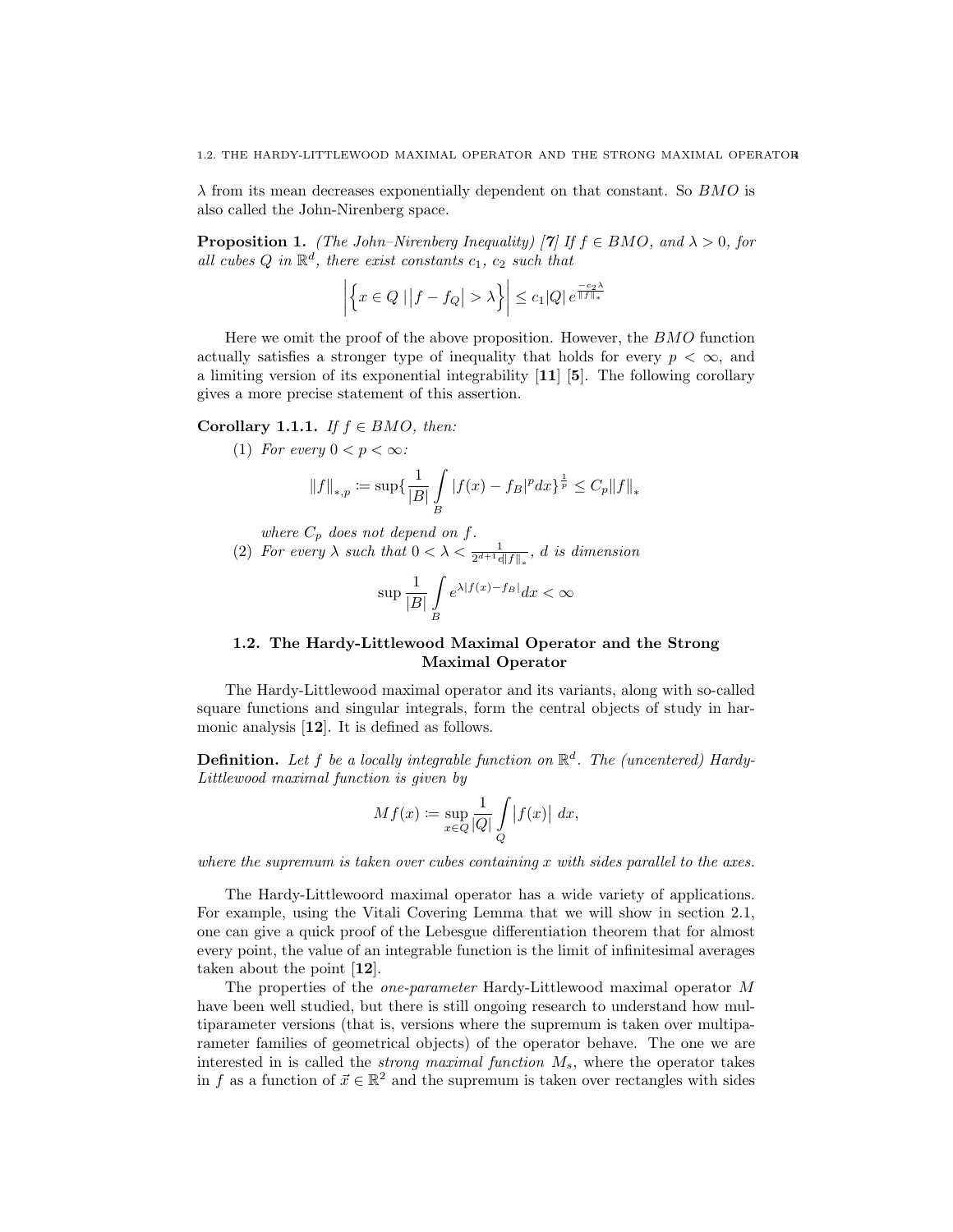$\lambda$ from its mean decreases exponentially dependent on that constant. So $BMO$ is also called the John-Nirenberg space.

**Proposition 1.** *(The John–Nirenberg Inequality) [**7**] If $f \in BMO$, and $\lambda > 0$, for all cubes $Q$ in $\mathbb{R}^d$, there exist constants $c_1$, $c_2$ such that*

$$\left| \left\{ x \in Q \mid \left| f - f_Q \right| > \lambda \right\} \right| \leq c_1 |Q| \, e^{\frac{-c_2 \lambda}{\|f\|_*}}$$

Here we omit the proof of the above proposition. However, the $BMO$ function actually satisfies a stronger type of inequality that holds for every $p < \infty$, and a limiting version of its exponential integrability [**11**] [**5**]. The following corollary gives a more precise statement of this assertion.

**Corollary 1.1.1.** *If $f \in BMO$, then:*

(1) *For every $0 < p < \infty$:*

$$\|f\|_{*,p} := \sup \{ \frac{1}{|B|} \int_B |f(x) - f_B|^p dx \}^{\frac{1}{p}} \leq C_p \|f\|_*$$

*where $C_p$ does not depend on $f$.*

(2) *For every $\lambda$ such that $0 < \lambda < \frac{1}{2^{d+1} e \|f\|_*}$, $d$ is dimension*

$$\sup \frac{1}{|B|} \int_B e^{\lambda |f(x) - f_B|} dx < \infty$$

## 1.2. The Hardy-Littlewood Maximal Operator and the Strong Maximal Operator

The Hardy-Littlewood maximal operator and its variants, along with so-called square functions and singular integrals, form the central objects of study in harmonic analysis [**12**]. It is defined as follows.

**Definition.** *Let $f$ be a locally integrable function on $\mathbb{R}^d$. The (uncentered) Hardy-Littlewood maximal function is given by*

$$Mf(x) := \sup_{x \in Q} \frac{1}{|Q|} \int_Q \left| f(x) \right| \, dx,$$

*where the supremum is taken over cubes containing $x$ with sides parallel to the axes.*

The Hardy-Littlewoord maximal operator has a wide variety of applications. For example, using the Vitali Covering Lemma that we will show in section 2.1, one can give a quick proof of the Lebesgue differentiation theorem that for almost every point, the value of an integrable function is the limit of infinitesimal averages taken about the point [**12**].

The properties of the *one-parameter* Hardy-Littlewood maximal operator $M$ have been well studied, but there is still ongoing research to understand how multiparameter versions (that is, versions where the supremum is taken over multiparameter families of geometrical objects) of the operator behave. The one we are interested in is called the *strong maximal function* $M_s$, where the operator takes in $f$ as a function of $\vec{x} \in \mathbb{R}^2$ and the supremum is taken over rectangles with sides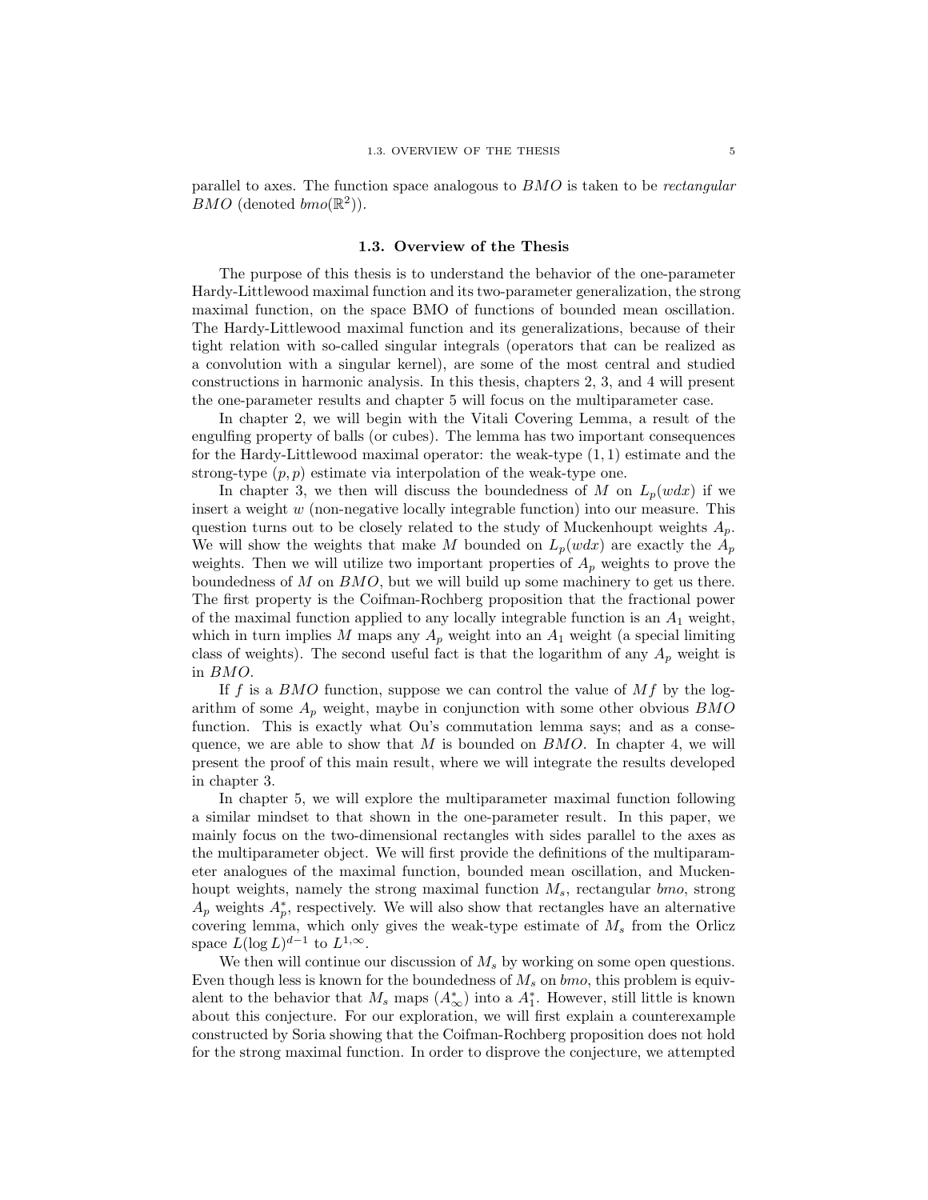parallel to axes. The function space analogous to $BMO$ is taken to be *rectangular* $BMO$ (denoted $bmo(\mathbb{R}^2)$).

### 1.3. Overview of the Thesis

The purpose of this thesis is to understand the behavior of the one-parameter Hardy-Littlewood maximal function and its two-parameter generalization, the strong maximal function, on the space BMO of functions of bounded mean oscillation. The Hardy-Littlewood maximal function and its generalizations, because of their tight relation with so-called singular integrals (operators that can be realized as a convolution with a singular kernel), are some of the most central and studied constructions in harmonic analysis. In this thesis, chapters 2, 3, and 4 will present the one-parameter results and chapter 5 will focus on the multiparameter case.

In chapter 2, we will begin with the Vitali Covering Lemma, a result of the engulfing property of balls (or cubes). The lemma has two important consequences for the Hardy-Littlewood maximal operator: the weak-type $(1, 1)$ estimate and the strong-type $(p, p)$ estimate via interpolation of the weak-type one.

In chapter 3, we then will discuss the boundedness of $M$ on $L_p(wdx)$ if we insert a weight $w$ (non-negative locally integrable function) into our measure. This question turns out to be closely related to the study of Muckenhoupt weights $A_p$. We will show the weights that make $M$ bounded on $L_p(wdx)$ are exactly the $A_p$ weights. Then we will utilize two important properties of $A_p$ weights to prove the boundedness of $M$ on $BMO$, but we will build up some machinery to get us there. The first property is the Coifman-Rochberg proposition that the fractional power of the maximal function applied to any locally integrable function is an $A_1$ weight, which in turn implies $M$ maps any $A_p$ weight into an $A_1$ weight (a special limiting class of weights). The second useful fact is that the logarithm of any $A_p$ weight is in $BMO$.

If $f$ is a $BMO$ function, suppose we can control the value of $Mf$ by the logarithm of some $A_p$ weight, maybe in conjunction with some other obvious $BMO$ function. This is exactly what Ou's commutation lemma says; and as a consequence, we are able to show that $M$ is bounded on $BMO$. In chapter 4, we will present the proof of this main result, where we will integrate the results developed in chapter 3.

In chapter 5, we will explore the multiparameter maximal function following a similar mindset to that shown in the one-parameter result. In this paper, we mainly focus on the two-dimensional rectangles with sides parallel to the axes as the multiparameter object. We will first provide the definitions of the multiparameter analogues of the maximal function, bounded mean oscillation, and Muckenhoupt weights, namely the strong maximal function $M_s$, rectangular *bmo*, strong $A_p$ weights $A_p^*$, respectively. We will also show that rectangles have an alternative covering lemma, which only gives the weak-type estimate of $M_s$ from the Orlicz space $L(\log L)^{d-1}$ to $L^{1,\infty}$.

We then will continue our discussion of $M_s$ by working on some open questions. Even though less is known for the boundedness of $M_s$ on *bmo*, this problem is equivalent to the behavior that $M_s$ maps $(A_\infty^*)$ into a $A_1^*$. However, still little is known about this conjecture. For our exploration, we will first explain a counterexample constructed by Soria showing that the Coifman-Rochberg proposition does not hold for the strong maximal function. In order to disprove the conjecture, we attempted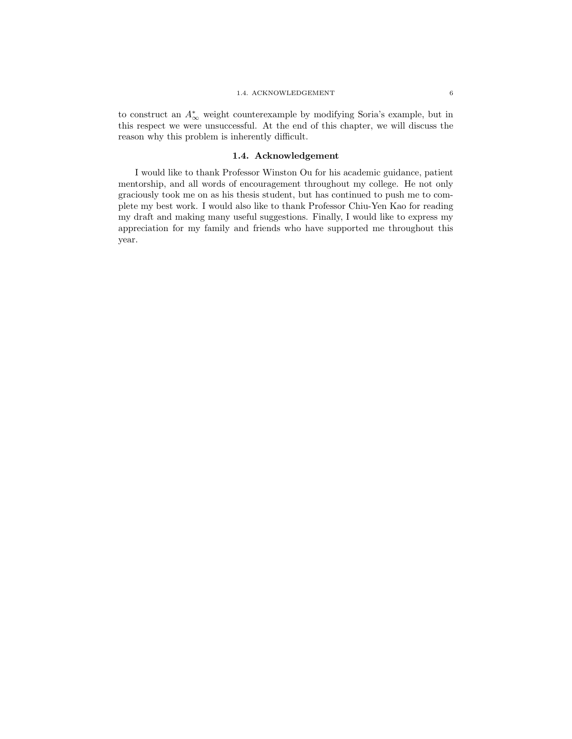to construct an $A_\infty^*$ weight counterexample by modifying Soria's example, but in this respect we were unsuccessful. At the end of this chapter, we will discuss the reason why this problem is inherently difficult.

## 1.4. Acknowledgement

I would like to thank Professor Winston Ou for his academic guidance, patient mentorship, and all words of encouragement throughout my college. He not only graciously took me on as his thesis student, but has continued to push me to complete my best work. I would also like to thank Professor Chiu-Yen Kao for reading my draft and making many useful suggestions. Finally, I would like to express my appreciation for my family and friends who have supported me throughout this year.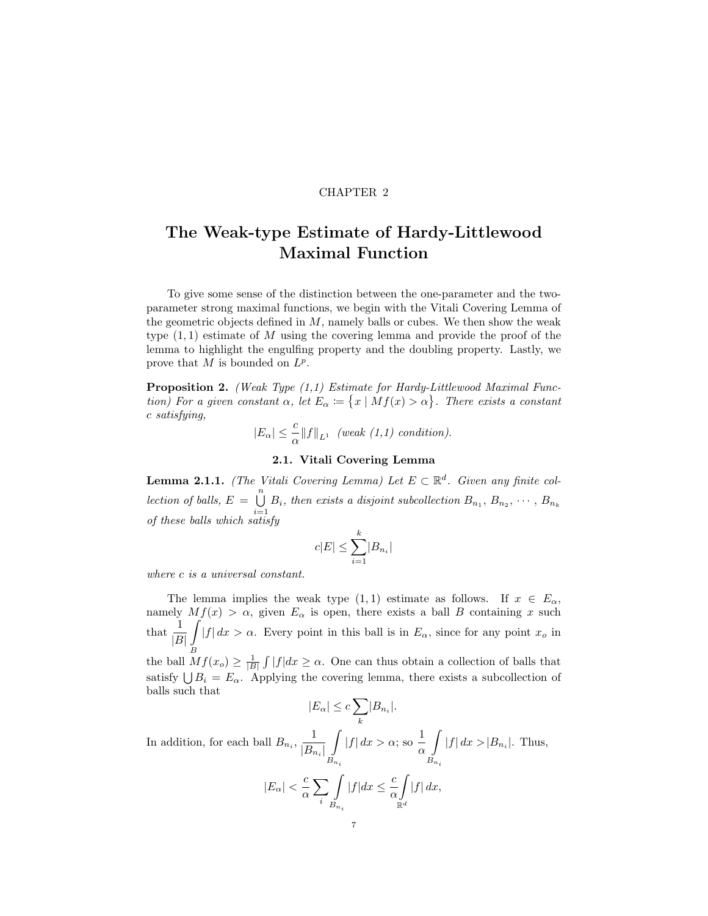CHAPTER 2

# The Weak-type Estimate of Hardy-Littlewood Maximal Function

To give some sense of the distinction between the one-parameter and the two-parameter strong maximal functions, we begin with the Vitali Covering Lemma of the geometric objects defined in $M$, namely balls or cubes. We then show the weak type $(1,1)$ estimate of $M$ using the covering lemma and provide the proof of the lemma to highlight the engulfing property and the doubling property. Lastly, we prove that $M$ is bounded on $L^p$.

**Proposition 2.** *(Weak Type (1,1) Estimate for Hardy-Littlewood Maximal Function) For a given constant $\alpha$, let $E_\alpha \coloneqq \{x \mid Mf(x) > \alpha\}$. There exists a constant $c$ satisfying,*

$$|E_\alpha| \leq \frac{c}{\alpha}\|f\|_{L^1} \text{ (weak (1,1) condition).}$$

## 2.1. Vitali Covering Lemma

**Lemma 2.1.1.** *(The Vitali Covering Lemma) Let $E \subset \mathbb{R}^d$. Given any finite collection of balls, $E = \bigcup_{i=1}^{n} B_i$, then exists a disjoint subcollection $B_{n_1}, B_{n_2}, \cdots, B_{n_k}$ of these balls which satisfy*

$$c|E| \leq \sum_{i=1}^{k} |B_{n_i}|$$

*where $c$ is a universal constant.*

The lemma implies the weak type $(1,1)$ estimate as follows. If $x \in E_\alpha$, namely $Mf(x) > \alpha$, given $E_\alpha$ is open, there exists a ball $B$ containing $x$ such that $\frac{1}{|B|}\int_B |f|\, dx > \alpha$. Every point in this ball is in $E_\alpha$, since for any point $x_o$ in the ball $Mf(x_o) \geq \frac{1}{|B|}\int |f| dx \geq \alpha$. One can thus obtain a collection of balls that satisfy $\bigcup B_i = E_\alpha$. Applying the covering lemma, there exists a subcollection of balls such that

$$|E_\alpha| \leq c \sum_k |B_{n_i}|.$$

In addition, for each ball $B_{n_i}$, $\frac{1}{|B_{n_i}|}\int_{B_{n_i}} |f|\, dx > \alpha$; so $\frac{1}{\alpha}\int_{B_{n_i}} |f|\, dx > |B_{n_i}|$. Thus,

$$|E_\alpha| < \frac{c}{\alpha}\sum_i \int_{B_{n_i}} |f| dx \leq \frac{c}{\alpha}\int_{\mathbb{R}^d} |f|\, dx,$$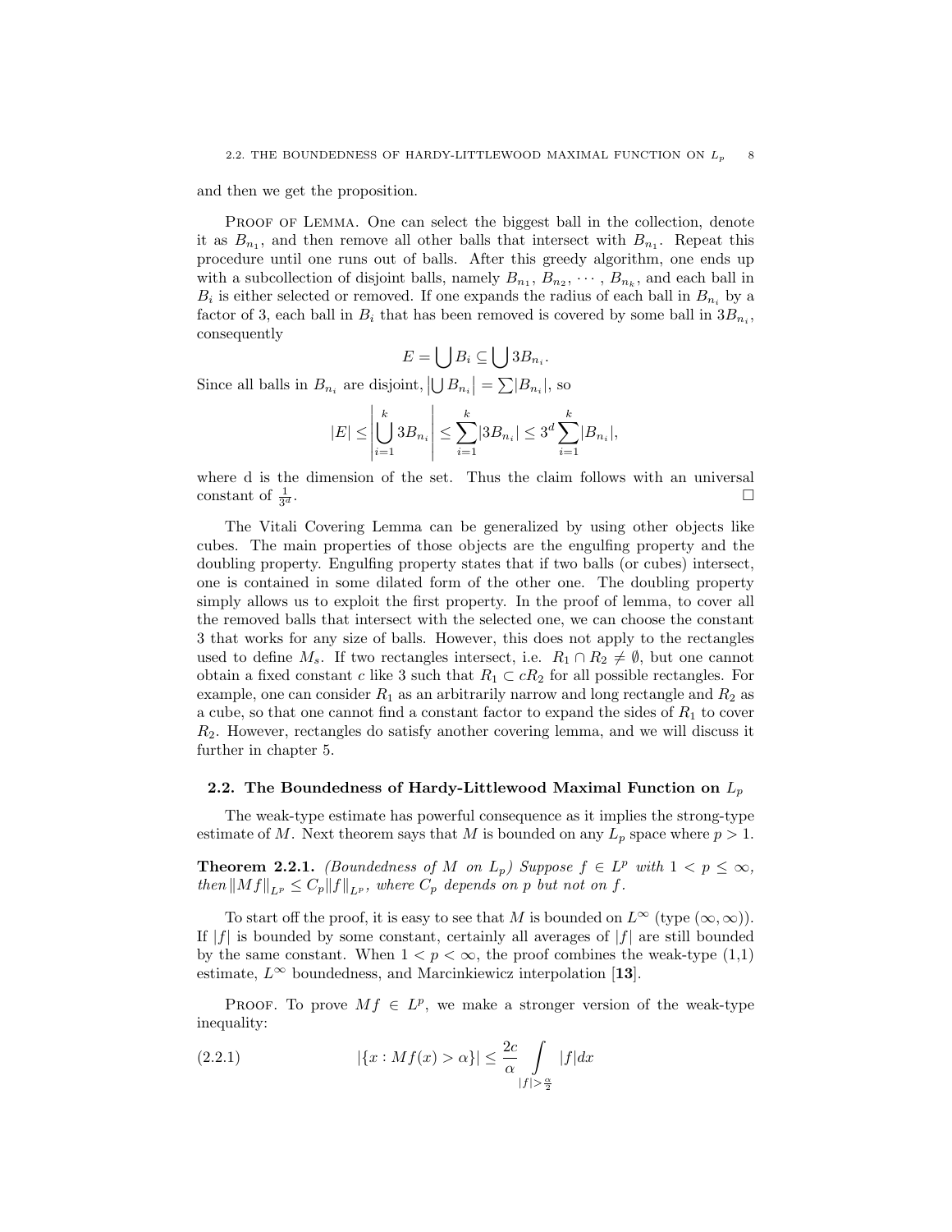and then we get the proposition.

Proof of Lemma. One can select the biggest ball in the collection, denote it as $B_{n_1}$, and then remove all other balls that intersect with $B_{n_1}$. Repeat this procedure until one runs out of balls. After this greedy algorithm, one ends up with a subcollection of disjoint balls, namely $B_{n_1}, B_{n_2}, \cdots, B_{n_k}$, and each ball in $B_i$ is either selected or removed. If one expands the radius of each ball in $B_{n_i}$ by a factor of 3, each ball in $B_i$ that has been removed is covered by some ball in $3B_{n_i}$, consequently

$$E = \bigcup B_i \subseteq \bigcup 3B_{n_i}.$$

Since all balls in $B_{n_i}$ are disjoint, $\left|\bigcup B_{n_i}\right| = \sum |B_{n_i}|$, so

$$|E| \leq \left|\bigcup_{i=1}^{k} 3B_{n_i}\right| \leq \sum_{i=1}^{k} |3B_{n_i}| \leq 3^d \sum_{i=1}^{k} |B_{n_i}|,$$

where d is the dimension of the set. Thus the claim follows with an universal constant of $\frac{1}{3^d}$. □

The Vitali Covering Lemma can be generalized by using other objects like cubes. The main properties of those objects are the engulfing property and the doubling property. Engulfing property states that if two balls (or cubes) intersect, one is contained in some dilated form of the other one. The doubling property simply allows us to exploit the first property. In the proof of lemma, to cover all the removed balls that intersect with the selected one, we can choose the constant 3 that works for any size of balls. However, this does not apply to the rectangles used to define $M_s$. If two rectangles intersect, i.e. $R_1 \cap R_2 \neq \emptyset$, but one cannot obtain a fixed constant $c$ like 3 such that $R_1 \subset cR_2$ for all possible rectangles. For example, one can consider $R_1$ as an arbitrarily narrow and long rectangle and $R_2$ as a cube, so that one cannot find a constant factor to expand the sides of $R_1$ to cover $R_2$. However, rectangles do satisfy another covering lemma, and we will discuss it further in chapter 5.

## 2.2. The Boundedness of Hardy-Littlewood Maximal Function on $L_p$

The weak-type estimate has powerful consequence as it implies the strong-type estimate of $M$. Next theorem says that $M$ is bounded on any $L_p$ space where $p > 1$.

**Theorem 2.2.1.** *(Boundedness of $M$ on $L_p$) Suppose $f \in L^p$ with $1 < p \leq \infty$, then $\|Mf\|_{L^p} \leq C_p \|f\|_{L^p}$, where $C_p$ depends on $p$ but not on $f$.*

To start off the proof, it is easy to see that $M$ is bounded on $L^\infty$ (type $(\infty, \infty)$). If $|f|$ is bounded by some constant, certainly all averages of $|f|$ are still bounded by the same constant. When $1 < p < \infty$, the proof combines the weak-type (1,1) estimate, $L^\infty$ boundedness, and Marcinkiewicz interpolation [**13**].

Proof. To prove $Mf \in L^p$, we make a stronger version of the weak-type inequality:

$$|\{x : Mf(x) > \alpha\}| \leq \frac{2c}{\alpha} \int_{|f| > \frac{\alpha}{2}} |f| dx \tag{2.2.1}$$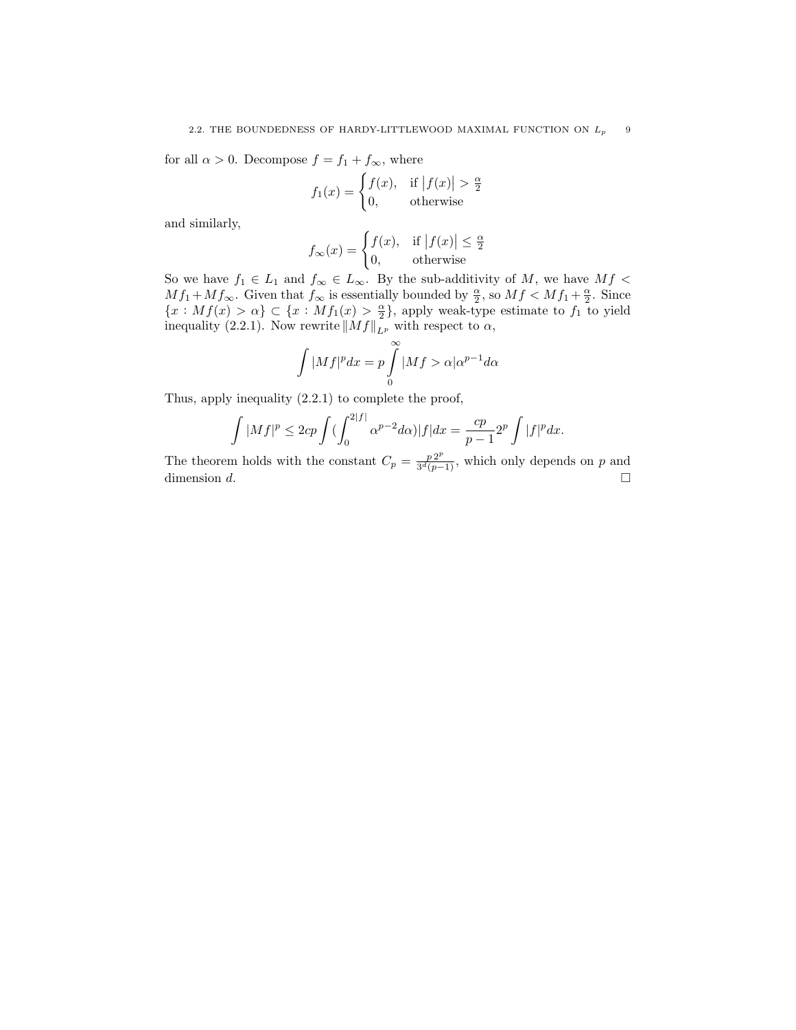for all $\alpha > 0$. Decompose $f = f_1 + f_\infty$, where

$$f_1(x) = \begin{cases} f(x), & \text{if } |f(x)| > \frac{\alpha}{2} \\ 0, & \text{otherwise} \end{cases}$$

and similarly,

$$f_\infty(x) = \begin{cases} f(x), & \text{if } |f(x)| \leq \frac{\alpha}{2} \\ 0, & \text{otherwise} \end{cases}$$

So we have $f_1 \in L_1$ and $f_\infty \in L_\infty$. By the sub-additivity of $M$, we have $Mf < Mf_1 + Mf_\infty$. Given that $f_\infty$ is essentially bounded by $\frac{\alpha}{2}$, so $Mf < Mf_1 + \frac{\alpha}{2}$. Since $\{x : Mf(x) > \alpha\} \subset \{x : Mf_1(x) > \frac{\alpha}{2}\}$, apply weak-type estimate to $f_1$ to yield inequality (2.2.1). Now rewrite $\|Mf\|_{L^p}$ with respect to $\alpha$,

$$\int |Mf|^p dx = p \int_0^\infty |Mf > \alpha| \alpha^{p-1} d\alpha$$

Thus, apply inequality (2.2.1) to complete the proof,

$$\int |Mf|^p \leq 2cp \int (\int_0^{2|f|} \alpha^{p-2} d\alpha) |f| dx = \frac{cp}{p-1} 2^p \int |f|^p dx.$$

The theorem holds with the constant $C_p = \frac{p\, 2^p}{3^d(p-1)}$, which only depends on $p$ and dimension $d$. $\square$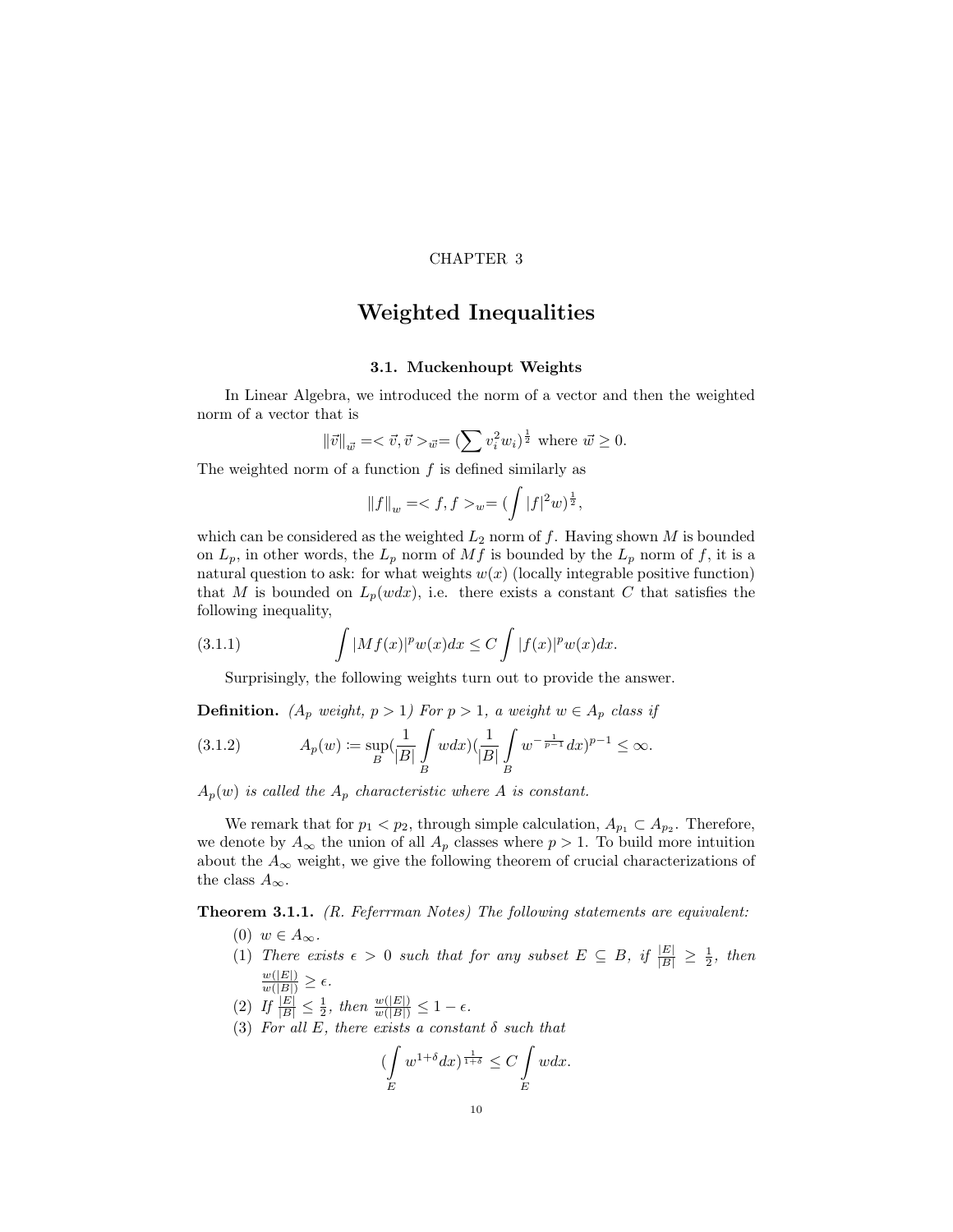CHAPTER 3

# Weighted Inequalities

## 3.1. Muckenhoupt Weights

In Linear Algebra, we introduced the norm of a vector and then the weighted norm of a vector that is

$$\|\vec{v}\|_{\vec{w}} =< \vec{v}, \vec{v} >_{\vec{w}}= (\sum v_i^2 w_i)^{\frac{1}{2}} \text{ where } \vec{w} \geq 0.$$

The weighted norm of a function $f$ is defined similarly as

$$\|f\|_w =< f, f >_w= (\int |f|^2 w)^{\frac{1}{2}},$$

which can be considered as the weighted $L_2$ norm of $f$. Having shown $M$ is bounded on $L_p$, in other words, the $L_p$ norm of $Mf$ is bounded by the $L_p$ norm of $f$, it is a natural question to ask: for what weights $w(x)$ (locally integrable positive function) that $M$ is bounded on $L_p(wdx)$, i.e. there exists a constant $C$ that satisfies the following inequality,

$$\int |Mf(x)|^p w(x)dx \leq C \int |f(x)|^p w(x)dx. \tag{3.1.1}$$

Surprisingly, the following weights turn out to provide the answer.

**Definition.** *($A_p$ weight, $p > 1$) For $p > 1$, a weight $w \in A_p$ class if*

$$A_p(w) \coloneqq \sup_B (\frac{1}{|B|} \int\limits_B w dx)(\frac{1}{|B|} \int\limits_B w^{-\frac{1}{p-1}} dx)^{p-1} \leq \infty. \tag{3.1.2}$$

*$A_p(w)$ is called the $A_p$ characteristic where $A$ is constant.*

We remark that for $p_1 < p_2$, through simple calculation, $A_{p_1} \subset A_{p_2}$. Therefore, we denote by $A_\infty$ the union of all $A_p$ classes where $p > 1$. To build more intuition about the $A_\infty$ weight, we give the following theorem of crucial characterizations of the class $A_\infty$.

**Theorem 3.1.1.** *(R. Feferrman Notes) The following statements are equivalent:*

(0) $w \in A_\infty$.

(1) *There exists $\epsilon > 0$ such that for any subset $E \subseteq B$, if $\frac{|E|}{|B|} \geq \frac{1}{2}$, then $\frac{w(|E|)}{w(|B|)} \geq \epsilon$.*

(2) *If $\frac{|E|}{|B|} \leq \frac{1}{2}$, then $\frac{w(|E|)}{w(|B|)} \leq 1 - \epsilon$.*

(3) *For all $E$, there exists a constant $\delta$ such that*

$$(\int\limits_E w^{1+\delta} dx)^{\frac{1}{1+\delta}} \leq C \int\limits_E w dx.$$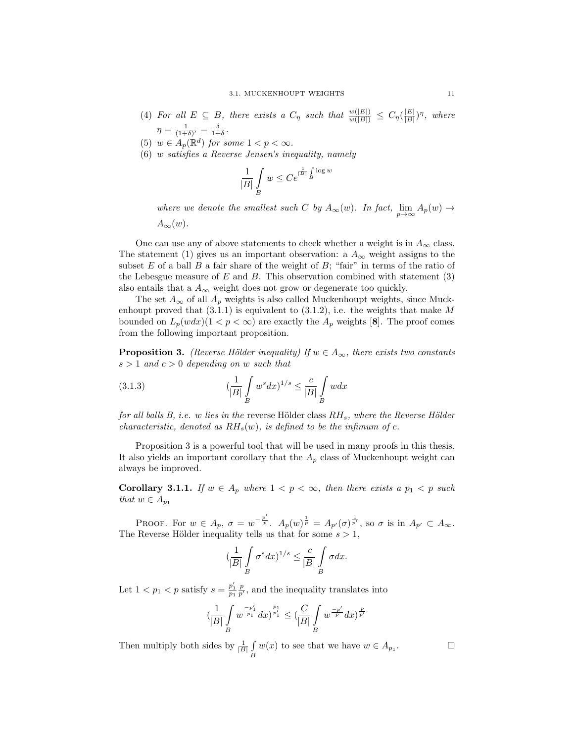(4) *For all $E \subseteq B$, there exists a $C_\eta$ such that $\frac{w(|E|)}{w(|B|)} \leq C_\eta (\frac{|E|}{|B|})^\eta$, where $\eta = \frac{1}{(1+\delta)'} = \frac{\delta}{1+\delta}$.*

(5) *$w \in A_p(\mathbb{R}^d)$ for some $1 < p < \infty$.*

(6) *$w$ satisfies a Reverse Jensen's inequality, namely*

$$\frac{1}{|B|}\int_B w \leq C e^{\frac{1}{|B|}\int_B \log w}$$

*where we denote the smallest such $C$ by $A_\infty(w)$. In fact, $\lim_{p\to\infty} A_p(w) \to A_\infty(w)$.*

One can use any of above statements to check whether a weight is in $A_\infty$ class. The statement (1) gives us an important observation: a $A_\infty$ weight assigns to the subset $E$ of a ball $B$ a fair share of the weight of $B$; "fair" in terms of the ratio of the Lebesgue measure of $E$ and $B$. This observation combined with statement (3) also entails that a $A_\infty$ weight does not grow or degenerate too quickly.

The set $A_\infty$ of all $A_p$ weights is also called Muckenhoupt weights, since Muckenhoupt proved that (3.1.1) is equivalent to (3.1.2), i.e. the weights that make $M$ bounded on $L_p(wdx)(1 < p < \infty)$ are exactly the $A_p$ weights [**8**]. The proof comes from the following important proposition.

**Proposition 3.** *(Reverse Hölder inequality) If $w \in A_\infty$, there exists two constants $s > 1$ and $c > 0$ depending on $w$ such that*

$$(\frac{1}{|B|}\int_B w^s dx)^{1/s} \leq \frac{c}{|B|}\int_B w dx \tag{3.1.3}$$

*for all balls $B$, i.e. $w$ lies in the* reverse Hölder class *$RH_s$, where the Reverse Hölder characteristic, denoted as $RH_s(w)$, is defined to be the infimum of $c$.*

Proposition 3 is a powerful tool that will be used in many proofs in this thesis. It also yields an important corollary that the $A_p$ class of Muckenhoupt weight can always be improved.

**Corollary 3.1.1.** *If $w \in A_p$ where $1 < p < \infty$, then there exists a $p_1 < p$ such that $w \in A_{p_1}$*

Proof. For $w \in A_p$, $\sigma = w^{-\frac{p'}{p}}$. $A_p(w)^{\frac{1}{p}} = A_{p'}(\sigma)^{\frac{1}{p'}}$, so $\sigma$ is in $A_{p'} \subset A_\infty$. The Reverse Hölder inequality tells us that for some $s > 1$,

$$(\frac{1}{|B|}\int_B \sigma^s dx)^{1/s} \leq \frac{c}{|B|}\int_B \sigma dx.$$

Let $1 < p_1 < p$ satisfy $s = \frac{p_1'}{p_1}\frac{p}{p'}$, and the inequality translates into

$$(\frac{1}{|B|}\int_B w^{\frac{-p_1'}{p_1}} dx)^{\frac{p_1}{p_1'}} \leq (\frac{C}{|B|}\int_B w^{\frac{-p'}{p}} dx)^{\frac{p}{p'}}$$

Then multiply both sides by $\frac{1}{|B|}\int_B w(x)$ to see that we have $w \in A_{p_1}$. □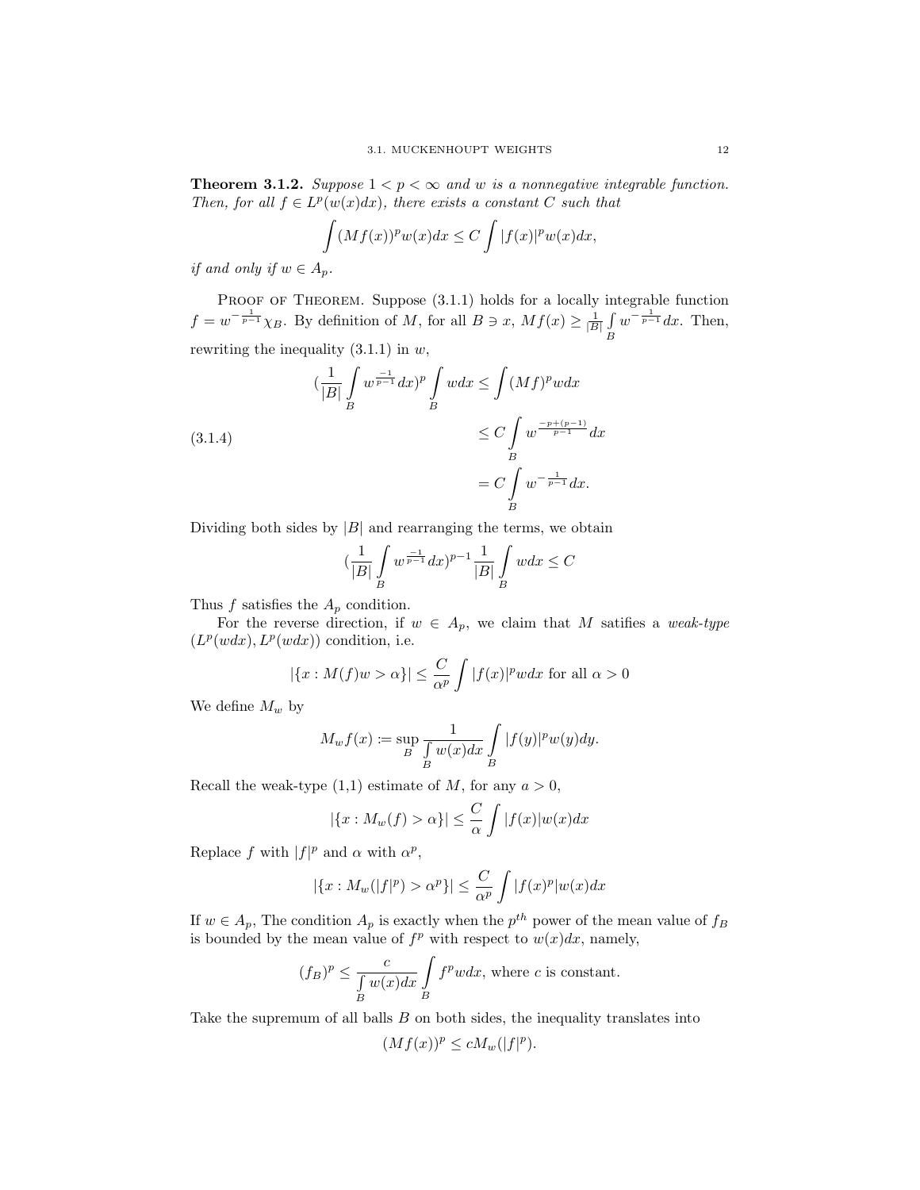**Theorem 3.1.2.** *Suppose $1 < p < \infty$ and $w$ is a nonnegative integrable function. Then, for all $f \in L^p(w(x)dx)$, there exists a constant $C$ such that*

$$\int (Mf(x))^p w(x)dx \leq C \int |f(x)|^p w(x)dx,$$

*if and only if $w \in A_p$.*

Proof of Theorem. Suppose (3.1.1) holds for a locally integrable function $f = w^{-\frac{1}{p-1}}\chi_B$. By definition of $M$, for all $B \ni x$, $Mf(x) \geq \frac{1}{|B|}\int_B w^{-\frac{1}{p-1}}dx$. Then, rewriting the inequality (3.1.1) in $w$,

$$\begin{aligned}
(\frac{1}{|B|}\int_B w^{\frac{-1}{p-1}}dx)^p \int_B wdx &\leq \int (Mf)^p wdx \\
&\leq C\int_B w^{\frac{-p+(p-1)}{p-1}}dx \qquad (3.1.4)\\
&= C\int_B w^{-\frac{1}{p-1}}dx.
\end{aligned}$$

Dividing both sides by $|B|$ and rearranging the terms, we obtain

$$(\frac{1}{|B|}\int_B w^{\frac{-1}{p-1}}dx)^{p-1}\frac{1}{|B|}\int_B wdx \leq C$$

Thus $f$ satisfies the $A_p$ condition.

For the reverse direction, if $w \in A_p$, we claim that $M$ satifies a *weak-type* $(L^p(wdx), L^p(wdx))$ condition, i.e.

$$|\{x : M(f)w > \alpha\}| \leq \frac{C}{\alpha^p}\int |f(x)|^p wdx \text{ for all } \alpha > 0$$

We define $M_w$ by

$$M_w f(x) := \sup_B \frac{1}{\int_B w(x)dx}\int_B |f(y)|^p w(y)dy.$$

Recall the weak-type (1,1) estimate of $M$, for any $a > 0$,

$$|\{x : M_w(f) > \alpha\}| \leq \frac{C}{\alpha}\int |f(x)|w(x)dx$$

Replace $f$ with $|f|^p$ and $\alpha$ with $\alpha^p$,

$$|\{x : M_w(|f|^p) > \alpha^p\}| \leq \frac{C}{\alpha^p}\int |f(x)^p|w(x)dx$$

If $w \in A_p$, The condition $A_p$ is exactly when the $p^{th}$ power of the mean value of $f_B$ is bounded by the mean value of $f^p$ with respect to $w(x)dx$, namely,

$$(f_B)^p \leq \frac{c}{\int_B w(x)dx}\int_B f^p wdx, \text{ where } c \text{ is constant.}$$

Take the supremum of all balls $B$ on both sides, the inequality translates into

$$(Mf(x))^p \leq cM_w(|f|^p).$$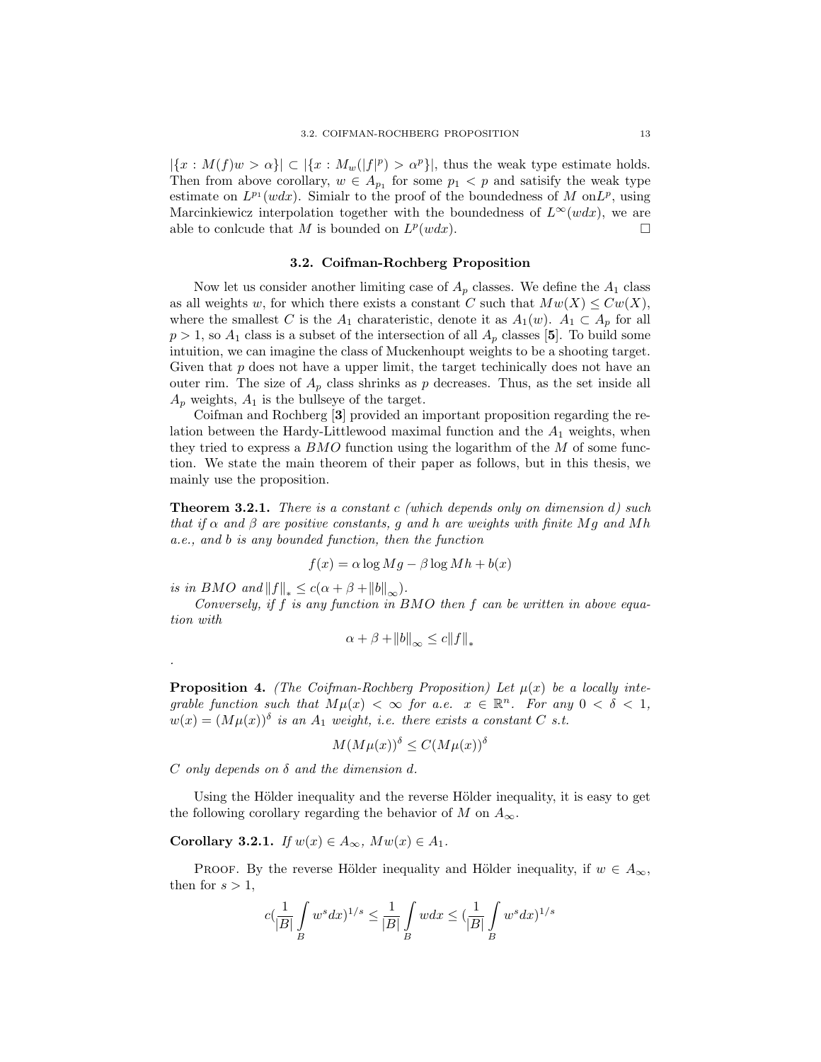$|\{x : M(f)w > \alpha\}| \subset |\{x : M_w(|f|^p) > \alpha^p\}|$, thus the weak type estimate holds. Then from above corollary, $w \in A_{p_1}$ for some $p_1 < p$ and satisify the weak type estimate on $L^{p_1}(wdx)$. Simialr to the proof of the boundedness of $M$ on$L^p$, using Marcinkiewicz interpolation together with the boundedness of $L^\infty(wdx)$, we are able to conlcude that $M$ is bounded on $L^p(wdx)$. □

## 3.2. Coifman-Rochberg Proposition

Now let us consider another limiting case of $A_p$ classes. We define the $A_1$ class as all weights $w$, for which there exists a constant $C$ such that $Mw(X) \leq Cw(X)$, where the smallest $C$ is the $A_1$ charateristic, denote it as $A_1(w)$. $A_1 \subset A_p$ for all $p > 1$, so $A_1$ class is a subset of the intersection of all $A_p$ classes [**5**]. To build some intuition, we can imagine the class of Muckenhoupt weights to be a shooting target. Given that $p$ does not have a upper limit, the target techinically does not have an outer rim. The size of $A_p$ class shrinks as $p$ decreases. Thus, as the set inside all $A_p$ weights, $A_1$ is the bullseye of the target.

Coifman and Rochberg [**3**] provided an important proposition regarding the relation between the Hardy-Littlewood maximal function and the $A_1$ weights, when they tried to express a $BMO$ function using the logarithm of the $M$ of some function. We state the main theorem of their paper as follows, but in this thesis, we mainly use the proposition.

**Theorem 3.2.1.** *There is a constant $c$ (which depends only on dimension $d$) such that if $\alpha$ and $\beta$ are positive constants, $g$ and $h$ are weights with finite $Mg$ and $Mh$ a.e., and $b$ is any bounded function, then the function*

$$f(x) = \alpha \log Mg - \beta \log Mh + b(x)$$

*is in $BMO$ and $\|f\|_* \leq c(\alpha + \beta + \|b\|_\infty)$.*

*Conversely, if $f$ is any function in $BMO$ then $f$ can be written in above equation with*

$$\alpha + \beta + \|b\|_\infty \leq c\|f\|_*$$

.

**Proposition 4.** *(The Coifman-Rochberg Proposition) Let $\mu(x)$ be a locally integrable function such that $M\mu(x) < \infty$ for a.e. $x \in \mathbb{R}^n$. For any $0 < \delta < 1$, $w(x) = (M\mu(x))^\delta$ is an $A_1$ weight, i.e. there exists a constant $C$ s.t.*

$$M(M\mu(x))^\delta \leq C(M\mu(x))^\delta$$

*$C$ only depends on $\delta$ and the dimension $d$.*

Using the Hölder inequality and the reverse Hölder inequality, it is easy to get the following corollary regarding the behavior of $M$ on $A_\infty$.

**Corollary 3.2.1.** *If $w(x) \in A_\infty$, $Mw(x) \in A_1$.*

Proof. By the reverse Hölder inequality and Hölder inequality, if $w \in A_\infty$, then for $s > 1$,

$$c(\frac{1}{|B|}\int_B w^s dx)^{1/s} \leq \frac{1}{|B|}\int_B w dx \leq (\frac{1}{|B|}\int_B w^s dx)^{1/s}$$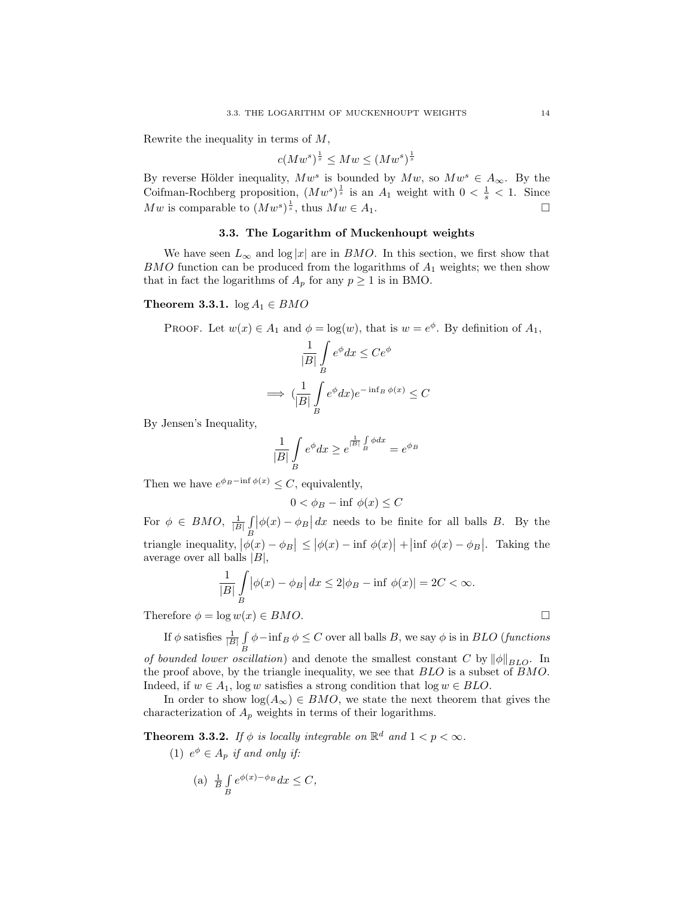Rewrite the inequality in terms of $M$,

$$c(Mw^s)^{\frac{1}{s}} \leq Mw \leq (Mw^s)^{\frac{1}{s}}$$

By reverse Hölder inequality, $Mw^s$ is bounded by $Mw$, so $Mw^s \in A_\infty$. By the Coifman-Rochberg proposition, $(Mw^s)^{\frac{1}{s}}$ is an $A_1$ weight with $0 < \frac{1}{s} < 1$. Since $Mw$ is comparable to $(Mw^s)^{\frac{1}{s}}$, thus $Mw \in A_1$. □

### 3.3. The Logarithm of Muckenhoupt weights

We have seen $L_\infty$ and $\log|x|$ are in $BMO$. In this section, we first show that $BMO$ function can be produced from the logarithms of $A_1$ weights; we then show that in fact the logarithms of $A_p$ for any $p \geq 1$ is in BMO.

**Theorem 3.3.1.** $\log A_1 \in BMO$

Proof. Let $w(x) \in A_1$ and $\phi = \log(w)$, that is $w = e^\phi$. By definition of $A_1$,

$$\frac{1}{|B|}\int_B e^\phi dx \leq Ce^\phi$$

$$\implies (\frac{1}{|B|}\int_B e^\phi dx)e^{-\inf_B \phi(x)} \leq C$$

By Jensen's Inequality,

$$\frac{1}{|B|}\int_B e^\phi dx \geq e^{\frac{1}{|B|}\int_B \phi dx} = e^{\phi_B}$$

Then we have $e^{\phi_B - \inf \phi(x)} \leq C$, equivalently,

$$0 < \phi_B - \inf\ \phi(x) \leq C$$

For $\phi \in BMO$, $\frac{1}{|B|}\int_B |\phi(x) - \phi_B|\, dx$ needs to be finite for all balls $B$. By the triangle inequality, $|\phi(x) - \phi_B| \leq |\phi(x) - \inf\ \phi(x)| + |\inf\ \phi(x) - \phi_B|$. Taking the average over all balls $|B|$,

$$\frac{1}{|B|}\int_B |\phi(x) - \phi_B|\, dx \leq 2|\phi_B - \inf\ \phi(x)| = 2C < \infty.$$

Therefore $\phi = \log w(x) \in BMO$. □

If $\phi$ satisfies $\frac{1}{|B|}\int_B \phi - \inf_B \phi \leq C$ over all balls $B$, we say $\phi$ is in $BLO$ (*functions of bounded lower oscillation*) and denote the smallest constant $C$ by $\|\phi\|_{BLO}$. In the proof above, by the triangle inequality, we see that $BLO$ is a subset of $BMO$. Indeed, if $w \in A_1$, $\log w$ satisfies a strong condition that $\log w \in BLO$.

In order to show $\log(A_\infty) \in BMO$, we state the next theorem that gives the characterization of $A_p$ weights in terms of their logarithms.

**Theorem 3.3.2.** *If $\phi$ is locally integrable on $\mathbb{R}^d$ and $1 < p < \infty$.*

(1) *$e^\phi \in A_p$ if and only if:*

 (a) $\frac{1}{B}\int_B e^{\phi(x) - \phi_B} dx \leq C,$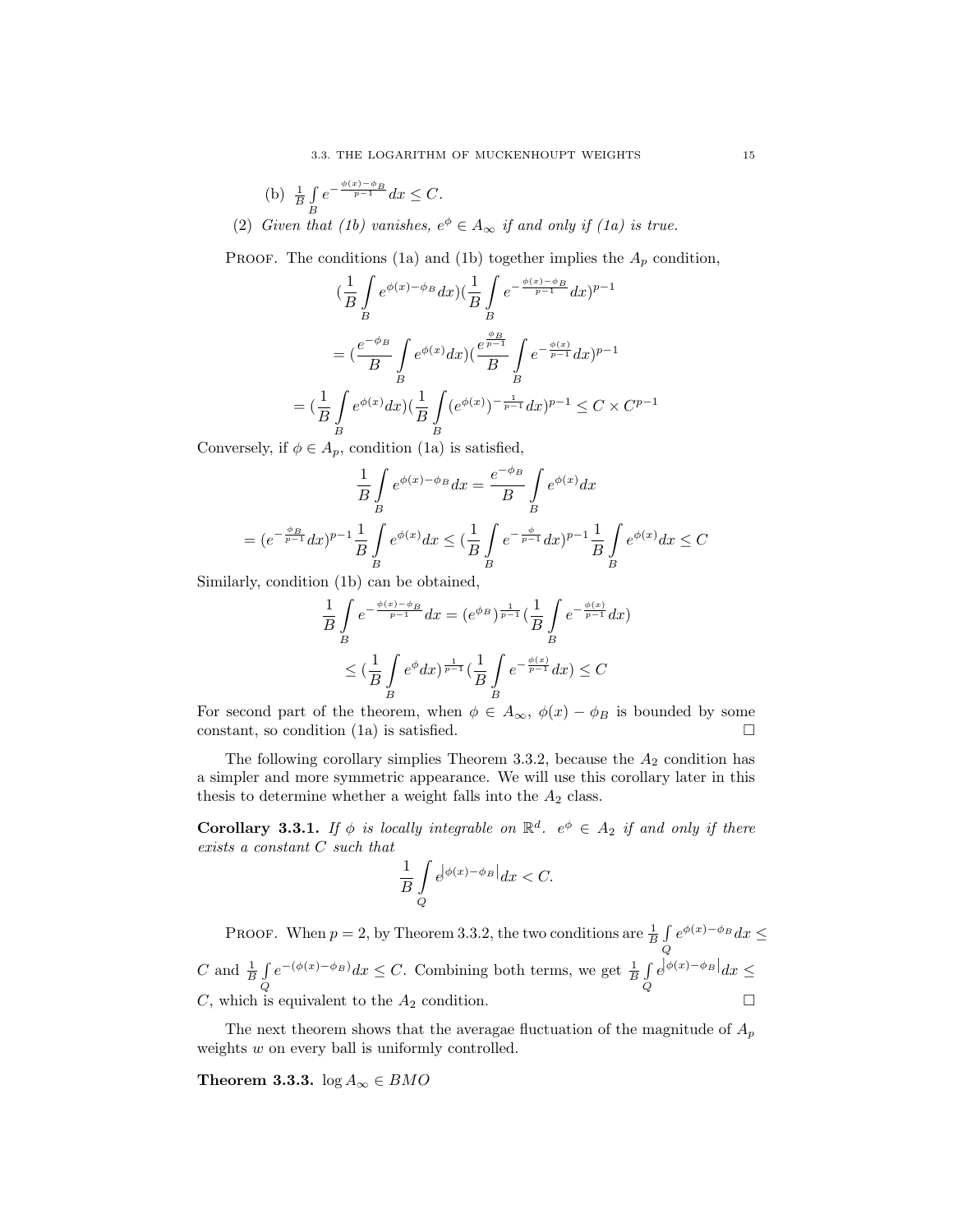(b) $\frac{1}{B}\int\limits_B e^{-\frac{\phi(x)-\phi_B}{p-1}}dx \leq C.$

(2) *Given that (1b) vanishes, $e^\phi \in A_\infty$ if and only if (1a) is true.*

Proof. The conditions (1a) and (1b) together implies the $A_p$ condition,

$$
\begin{aligned}
&(\frac{1}{B}\int\limits_B e^{\phi(x)-\phi_B}dx)(\frac{1}{B}\int\limits_B e^{-\frac{\phi(x)-\phi_B}{p-1}}dx)^{p-1} \\
&= (\frac{e^{-\phi_B}}{B}\int\limits_B e^{\phi(x)}dx)(\frac{e^{\frac{\phi_B}{p-1}}}{B}\int\limits_B e^{-\frac{\phi(x)}{p-1}}dx)^{p-1} \\
&= (\frac{1}{B}\int\limits_B e^{\phi(x)}dx)(\frac{1}{B}\int\limits_B (e^{\phi(x)})^{-\frac{1}{p-1}}dx)^{p-1} \leq C \times C^{p-1}
\end{aligned}
$$

Conversely, if $\phi \in A_p$, condition (1a) is satisfied,

$$
\begin{aligned}
&\frac{1}{B}\int\limits_B e^{\phi(x)-\phi_B}dx = \frac{e^{-\phi_B}}{B}\int\limits_B e^{\phi(x)}dx \\
&= (e^{-\frac{\phi_B}{p-1}}dx)^{p-1}\frac{1}{B}\int\limits_B e^{\phi(x)}dx \leq (\frac{1}{B}\int\limits_B e^{-\frac{\phi}{p-1}}dx)^{p-1}\frac{1}{B}\int\limits_B e^{\phi(x)}dx \leq C
\end{aligned}
$$

Similarly, condition (1b) can be obtained,

$$
\begin{aligned}
&\frac{1}{B}\int\limits_B e^{-\frac{\phi(x)-\phi_B}{p-1}}dx = (e^{\phi_B})^{\frac{1}{p-1}}(\frac{1}{B}\int\limits_B e^{-\frac{\phi(x)}{p-1}}dx) \\
&\leq (\frac{1}{B}\int\limits_B e^{\phi}dx)^{\frac{1}{p-1}}(\frac{1}{B}\int\limits_B e^{-\frac{\phi(x)}{p-1}}dx) \leq C
\end{aligned}
$$

For second part of the theorem, when $\phi \in A_\infty$, $\phi(x) - \phi_B$ is bounded by some constant, so condition (1a) is satisfied. $\square$

The following corollary simplies Theorem 3.3.2, because the $A_2$ condition has a simpler and more symmetric appearance. We will use this corollary later in this thesis to determine whether a weight falls into the $A_2$ class.

**Corollary 3.3.1.** *If $\phi$ is locally integrable on $\mathbb{R}^d$. $e^\phi \in A_2$ if and only if there exists a constant $C$ such that*

$$
\frac{1}{B}\int\limits_Q e^{\left|\phi(x)-\phi_B\right|}dx < C.
$$

Proof. When $p = 2$, by Theorem 3.3.2, the two conditions are $\frac{1}{B}\int\limits_Q e^{\phi(x)-\phi_B}dx \leq C$ and $\frac{1}{B}\int\limits_Q e^{-(\phi(x)-\phi_B)}dx \leq C$. Combining both terms, we get $\frac{1}{B}\int\limits_Q e^{\left|\phi(x)-\phi_B\right|}dx \leq C$, which is equivalent to the $A_2$ condition. $\square$

The next theorem shows that the averagae fluctuation of the magnitude of $A_p$ weights $w$ on every ball is uniformly controlled.

**Theorem 3.3.3.** $\log A_\infty \in BMO$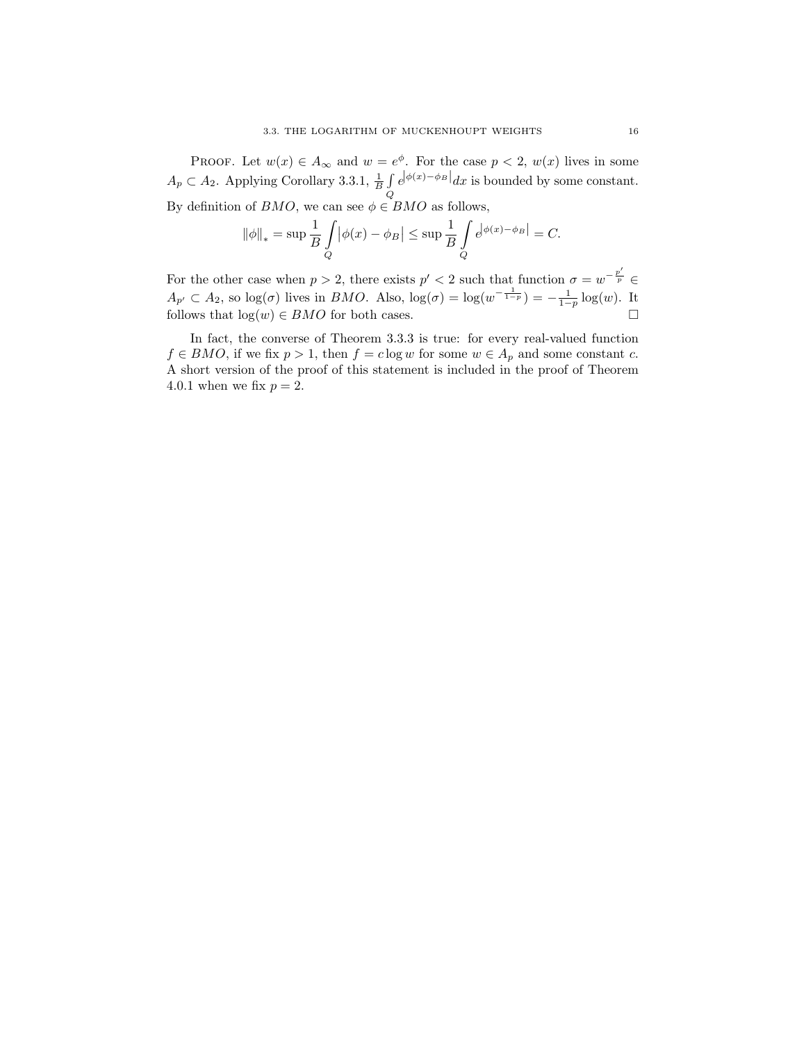Proof. Let $w(x) \in A_\infty$ and $w = e^{\phi}$. For the case $p < 2$, $w(x)$ lives in some $A_p \subset A_2$. Applying Corollary 3.3.1, $\frac{1}{B}\int\limits_Q e^{\left|\phi(x)-\phi_B\right|}dx$ is bounded by some constant. By definition of $BMO$, we can see $\phi \in BMO$ as follows,

$$\|\phi\|_* = \sup \frac{1}{B}\int\limits_Q \left|\phi(x) - \phi_B\right| \leq \sup \frac{1}{B}\int\limits_Q e^{\left|\phi(x)-\phi_B\right|} = C.$$

For the other case when $p > 2$, there exists $p' < 2$ such that function $\sigma = w^{-\frac{p'}{p}} \in A_{p'} \subset A_2$, so $\log(\sigma)$ lives in $BMO$. Also, $\log(\sigma) = \log(w^{-\frac{1}{1-p}}) = -\frac{1}{1-p}\log(w)$. It follows that $\log(w) \in BMO$ for both cases. $\square$

In fact, the converse of Theorem 3.3.3 is true: for every real-valued function $f \in BMO$, if we fix $p > 1$, then $f = c\log w$ for some $w \in A_p$ and some constant $c$. A short version of the proof of this statement is included in the proof of Theorem 4.0.1 when we fix $p = 2$.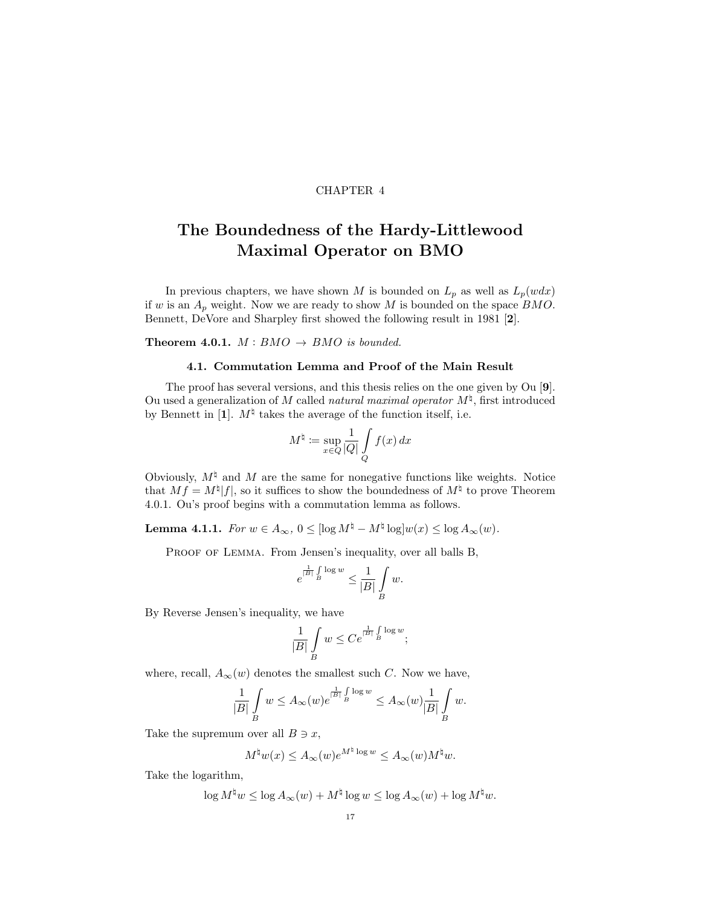CHAPTER 4

# The Boundedness of the Hardy-Littlewood Maximal Operator on BMO

In previous chapters, we have shown $M$ is bounded on $L_p$ as well as $L_p(wdx)$ if $w$ is an $A_p$ weight. Now we are ready to show $M$ is bounded on the space $BMO$. Bennett, DeVore and Sharpley first showed the following result in 1981 [**2**].

**Theorem 4.0.1.** *$M : BMO \to BMO$ is bounded.*

## 4.1. Commutation Lemma and Proof of the Main Result

The proof has several versions, and this thesis relies on the one given by Ou [**9**]. Ou used a generalization of $M$ called *natural maximal operator* $M^\natural$, first introduced by Bennett in [**1**]. $M^\natural$ takes the average of the function itself, i.e.

$$M^\natural := \sup_{x \in Q} \frac{1}{|Q|} \int\limits_Q f(x)\, dx$$

Obviously, $M^\natural$ and $M$ are the same for nonegative functions like weights. Notice that $Mf = M^\natural |f|$, so it suffices to show the boundedness of $M^\natural$ to prove Theorem 4.0.1. Ou's proof begins with a commutation lemma as follows.

**Lemma 4.1.1.** *For $w \in A_\infty$, $0 \le [\log M^\natural - M^\natural \log] w(x) \le \log A_\infty(w)$.*

Proof of Lemma. From Jensen's inequality, over all balls B,

$$e^{\frac{1}{|B|}\int_B \log w} \le \frac{1}{|B|} \int\limits_B w.$$

By Reverse Jensen's inequality, we have

$$\frac{1}{|B|} \int\limits_B w \le C e^{\frac{1}{|B|}\int_B \log w};$$

where, recall, $A_\infty(w)$ denotes the smallest such $C$. Now we have,

$$\frac{1}{|B|} \int\limits_B w \le A_\infty(w) e^{\frac{1}{|B|}\int_B \log w} \le A_\infty(w) \frac{1}{|B|} \int\limits_B w.$$

Take the supremum over all $B \ni x$,

$$M^\natural w(x) \le A_\infty(w) e^{M^\natural \log w} \le A_\infty(w) M^\natural w.$$

Take the logarithm,

$$\log M^\natural w \le \log A_\infty(w) + M^\natural \log w \le \log A_\infty(w) + \log M^\natural w.$$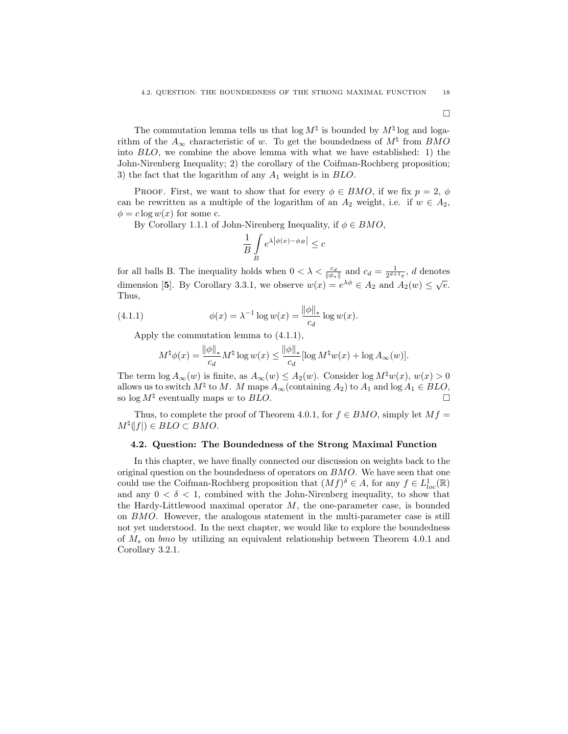□

The commutation lemma tells us that $\log M^\natural$ is bounded by $M^\natural \log$ and logarithm of the $A_\infty$ characteristic of $w$. To get the boundedness of $M^\natural$ from $BMO$ into $BLO$, we combine the above lemma with what we have established: 1) the John-Nirenberg Inequality; 2) the corollary of the Coifman-Rochberg proposition; 3) the fact that the logarithm of any $A_1$ weight is in $BLO$.

Proof. First, we want to show that for every $\phi \in BMO$, if we fix $p = 2$, $\phi$ can be rewritten as a multiple of the logarithm of an $A_2$ weight, i.e. if $w \in A_2$, $\phi = c \log w(x)$ for some c.

By Corollary 1.1.1 of John-Nirenberg Inequality, if $\phi \in BMO$,

$$\frac{1}{B} \int\limits_B e^{\lambda \left|\phi(x) - \phi_B\right|} \leq c$$

for all balls B. The inequality holds when $0 < \lambda < \frac{c_d}{\|\phi_*\|}$ and $c_d = \frac{1}{2^{d+1}e}$, $d$ denotes dimension [5]. By Corollary 3.3.1, we observe $w(x) = e^{\lambda\phi} \in A_2$ and $A_2(w) \leq \sqrt{e}$. Thus,

$$\phi(x) = \lambda^{-1} \log w(x) = \frac{\|\phi\|_*}{c_d} \log w(x). \tag{4.1.1}$$

Apply the commutation lemma to (4.1.1),

$$M^\natural \phi(x) = \frac{\|\phi\|_*}{c_d} M^\natural \log w(x) \leq \frac{\|\phi\|_*}{c_d} [\log M^\natural w(x) + \log A_\infty(w)].$$

The term $\log A_\infty(w)$ is finite, as $A_\infty(w) \leq A_2(w)$. Consider $\log M^\natural w(x)$, $w(x) > 0$ allows us to switch $M^\natural$ to $M$. $M$ maps $A_\infty$(containing $A_2$) to $A_1$ and $\log A_1 \in BLO$, so $\log M^\natural$ eventually maps $w$ to $BLO$. □

Thus, to complete the proof of Theorem 4.0.1, for $f \in BMO$, simply let $Mf = M^\natural(|f|) \in BLO \subset BMO$.

## 4.2. Question: The Boundedness of the Strong Maximal Function

In this chapter, we have finally connected our discussion on weights back to the original question on the boundedness of operators on $BMO$. We have seen that one could use the Coifman-Rochberg proposition that $(Mf)^\delta \in A$, for any $f \in L^1_{loc}(\mathbb{R})$ and any $0 < \delta < 1$, combined with the John-Nirenberg inequality, to show that the Hardy-Littlewood maximal operator $M$, the one-parameter case, is bounded on $BMO$. However, the analogous statement in the multi-parameter case is still not yet understood. In the next chapter, we would like to explore the boundedness of $M_s$ on *bmo* by utilizing an equivalent relationship between Theorem 4.0.1 and Corollary 3.2.1.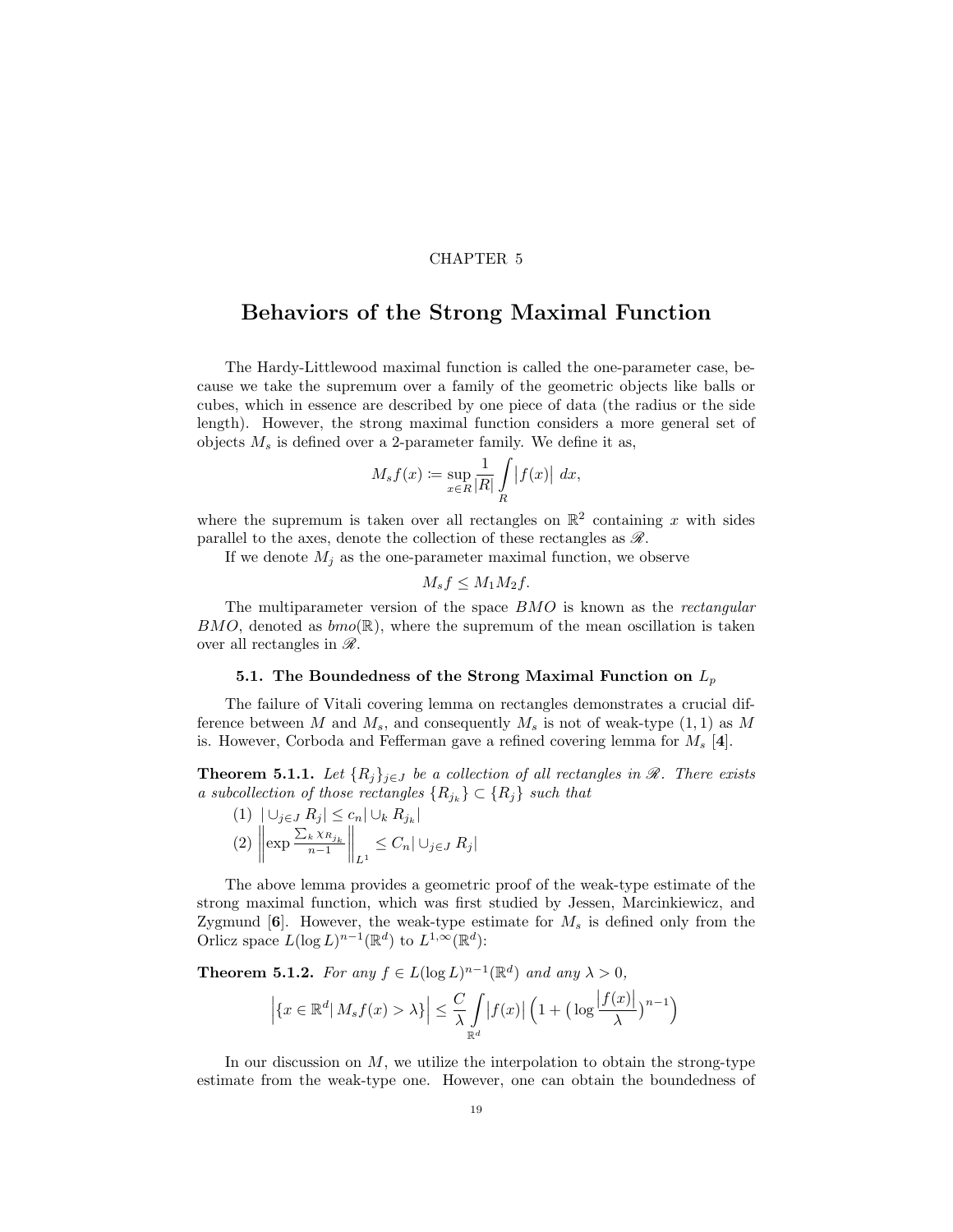CHAPTER 5

# Behaviors of the Strong Maximal Function

The Hardy-Littlewood maximal function is called the one-parameter case, because we take the supremum over a family of the geometric objects like balls or cubes, which in essence are described by one piece of data (the radius or the side length). However, the strong maximal function considers a more general set of objects $M_s$ is defined over a 2-parameter family. We define it as,

$$M_s f(x) \coloneqq \sup_{x \in R} \frac{1}{|R|} \int\limits_R \left| f(x) \right| \, dx,$$

where the supremum is taken over all rectangles on $\mathbb{R}^2$ containing $x$ with sides parallel to the axes, denote the collection of these rectangles as $\mathscr{R}$.

If we denote $M_j$ as the one-parameter maximal function, we observe

$$M_s f \leq M_1 M_2 f.$$

The multiparameter version of the space $BMO$ is known as the *rectangular* $BMO$, denoted as $bmo(\mathbb{R})$, where the supremum of the mean oscillation is taken over all rectangles in $\mathscr{R}$.

## 5.1. The Boundedness of the Strong Maximal Function on $L_p$

The failure of Vitali covering lemma on rectangles demonstrates a crucial difference between $M$ and $M_s$, and consequently $M_s$ is not of weak-type $(1,1)$ as $M$ is. However, Corboda and Fefferman gave a refined covering lemma for $M_s$ [**4**].

**Theorem 5.1.1.** *Let $\{R_j\}_{j \in J}$ be a collection of all rectangles in $\mathscr{R}$. There exists a subcollection of those rectangles $\{R_{j_k}\} \subset \{R_j\}$ such that*

(1) $|\cup_{j \in J} R_j| \leq c_n |\cup_k R_{j_k}|$

(2) $\left\| \exp \frac{\sum_k \chi_{R_{j_k}}}{n-1} \right\|_{L^1} \leq C_n |\cup_{j \in J} R_j|$

The above lemma provides a geometric proof of the weak-type estimate of the strong maximal function, which was first studied by Jessen, Marcinkiewicz, and Zygmund [**6**]. However, the weak-type estimate for $M_s$ is defined only from the Orlicz space $L(\log L)^{n-1}(\mathbb{R}^d)$ to $L^{1,\infty}(\mathbb{R}^d)$:

**Theorem 5.1.2.** *For any $f \in L(\log L)^{n-1}(\mathbb{R}^d)$ and any $\lambda > 0$,*

$$\left| \{x \in \mathbb{R}^d | \, M_s f(x) > \lambda\} \right| \leq \frac{C}{\lambda} \int\limits_{\mathbb{R}^d} \left| f(x) \right| \Big( 1 + \big( \log \frac{\left| f(x) \right|}{\lambda} \big)^{n-1} \Big)$$

In our discussion on $M$, we utilize the interpolation to obtain the strong-type estimate from the weak-type one. However, one can obtain the boundedness of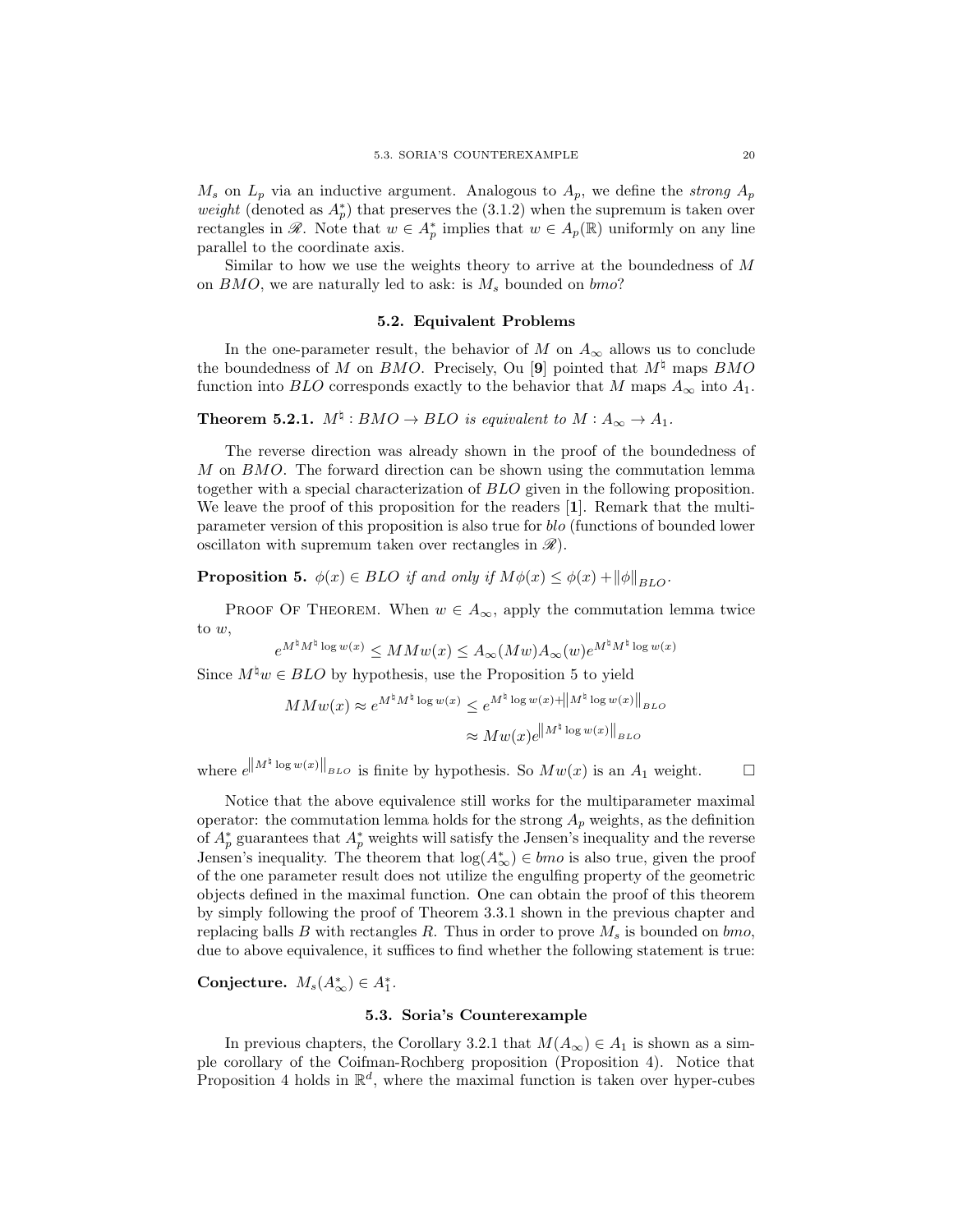$M_s$ on $L_p$ via an inductive argument. Analogous to $A_p$, we define the *strong $A_p$ weight* (denoted as $A_p^*$) that preserves the (3.1.2) when the supremum is taken over rectangles in $\mathscr{R}$. Note that $w \in A_p^*$ implies that $w \in A_p(\mathbb{R})$ uniformly on any line parallel to the coordinate axis.

Similar to how we use the weights theory to arrive at the boundedness of $M$ on $BMO$, we are naturally led to ask: is $M_s$ bounded on *bmo*?

## 5.2. Equivalent Problems

In the one-parameter result, the behavior of $M$ on $A_\infty$ allows us to conclude the boundedness of $M$ on $BMO$. Precisely, Ou [**9**] pointed that $M^\natural$ maps $BMO$ function into $BLO$ corresponds exactly to the behavior that $M$ maps $A_\infty$ into $A_1$.

**Theorem 5.2.1.** *$M^\natural : BMO \to BLO$ is equivalent to $M : A_\infty \to A_1$.*

The reverse direction was already shown in the proof of the boundedness of $M$ on $BMO$. The forward direction can be shown using the commutation lemma together with a special characterization of $BLO$ given in the following proposition. We leave the proof of this proposition for the readers [**1**]. Remark that the multi-parameter version of this proposition is also true for *blo* (functions of bounded lower oscillaton with supremum taken over rectangles in $\mathscr{R}$).

**Proposition 5.** *$\phi(x) \in BLO$ if and only if $M\phi(x) \leq \phi(x) + \|\phi\|_{BLO}$.*

Proof Of Theorem. When $w \in A_\infty$, apply the commutation lemma twice to $w$,

$$e^{M^\natural M^\natural \log w(x)} \leq MMw(x) \leq A_\infty(Mw)A_\infty(w)e^{M^\natural M^\natural \log w(x)}$$

Since $M^\natural w \in BLO$ by hypothesis, use the Proposition 5 to yield

$$MMw(x) \approx e^{M^\natural M^\natural \log w(x)} \leq e^{M^\natural \log w(x) + \left\|M^\natural \log w(x)\right\|_{BLO}}$$

$$\approx Mw(x) e^{\left\|M^\natural \log w(x)\right\|_{BLO}}$$

where $e^{\left\|M^\natural \log w(x)\right\|_{BLO}}$ is finite by hypothesis. So $Mw(x)$ is an $A_1$ weight. $\square$

Notice that the above equivalence still works for the multiparameter maximal operator: the commutation lemma holds for the strong $A_p$ weights, as the definition of $A_p^*$ guarantees that $A_p^*$ weights will satisfy the Jensen's inequality and the reverse Jensen's inequality. The theorem that $\log(A_\infty^*) \in bmo$ is also true, given the proof of the one parameter result does not utilize the engulfing property of the geometric objects defined in the maximal function. One can obtain the proof of this theorem by simply following the proof of Theorem 3.3.1 shown in the previous chapter and replacing balls $B$ with rectangles $R$. Thus in order to prove $M_s$ is bounded on *bmo*, due to above equivalence, it suffices to find whether the following statement is true:

**Conjecture.** $M_s(A_\infty^*) \in A_1^*$.

## 5.3. Soria's Counterexample

In previous chapters, the Corollary 3.2.1 that $M(A_\infty) \in A_1$ is shown as a simple corollary of the Coifman-Rochberg proposition (Proposition 4). Notice that Proposition 4 holds in $\mathbb{R}^d$, where the maximal function is taken over hyper-cubes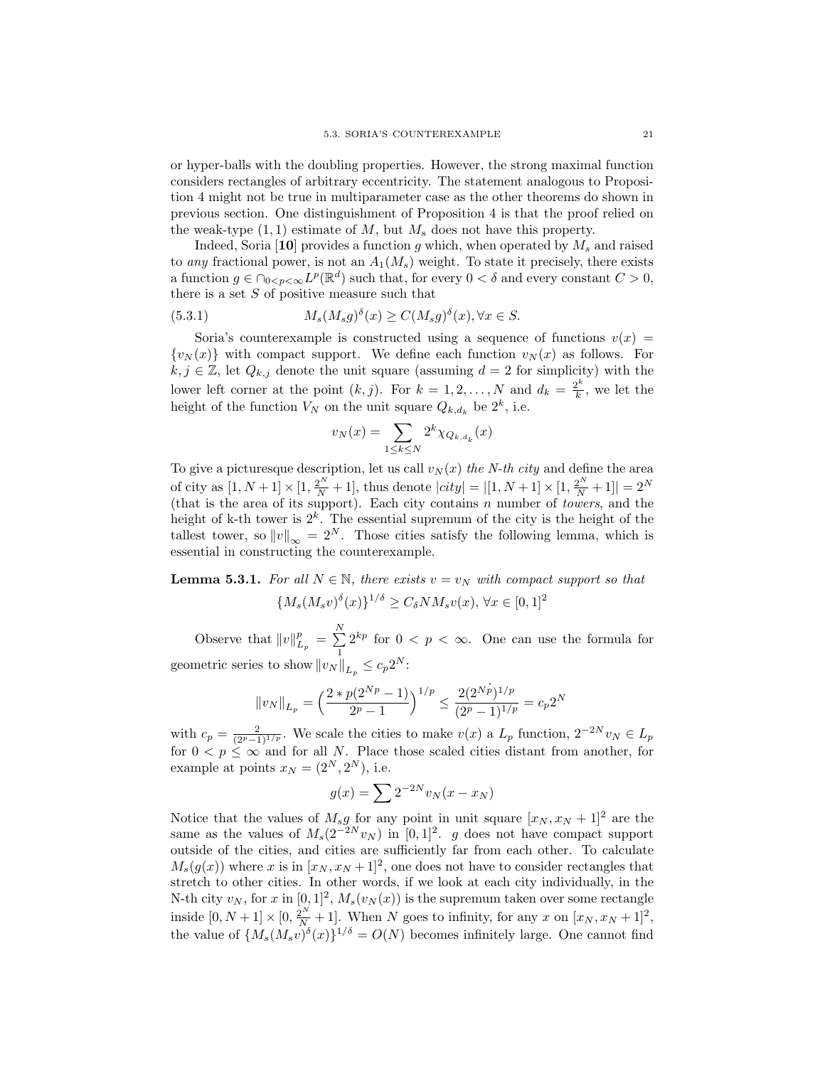or hyper-balls with the doubling properties. However, the strong maximal function considers rectangles of arbitrary eccentricity. The statement analogous to Proposition 4 might not be true in multiparameter case as the other theorems do shown in previous section. One distinguishment of Proposition 4 is that the proof relied on the weak-type $(1, 1)$ estimate of $M$, but $M_s$ does not have this property.

Indeed, Soria [**10**] provides a function $g$ which, when operated by $M_s$ and raised to *any* fractional power, is not an $A_1(M_s)$ weight. To state it precisely, there exists a function $g \in \cap_{0<p<\infty} L^p(\mathbb{R}^d)$ such that, for every $0 < \delta$ and every constant $C > 0$, there is a set $S$ of positive measure such that

$$M_s(M_s g)^\delta(x) \geq C(M_s g)^\delta(x), \forall x \in S. \tag{5.3.1}$$

Soria's counterexample is constructed using a sequence of functions $v(x) = \{v_N(x)\}$ with compact support. We define each function $v_N(x)$ as follows. For $k, j \in \mathbb{Z}$, let $Q_{k,j}$ denote the unit square (assuming $d = 2$ for simplicity) with the lower left corner at the point $(k, j)$. For $k = 1, 2, \ldots, N$ and $d_k = \frac{2^k}{k}$, we let the height of the function $V_N$ on the unit square $Q_{k,d_k}$ be $2^k$, i.e.

$$v_N(x) = \sum_{1 \leq k \leq N} 2^k \chi_{Q_{k,d_k}}(x)$$

To give a picturesque description, let us call $v_N(x)$ *the N-th city* and define the area of city as $[1, N+1] \times [1, \frac{2^N}{N} + 1]$, thus denote $|city| = |[1, N+1] \times [1, \frac{2^N}{N} + 1]| = 2^N$ (that is the area of its support). Each city contains $n$ number of *towers*, and the height of k-th tower is $2^k$. The essential supremum of the city is the height of the tallest tower, so $\|v\|_\infty = 2^N$. Those cities satisfy the following lemma, which is essential in constructing the counterexample.

**Lemma 5.3.1.** *For all $N \in \mathbb{N}$, there exists $v = v_N$ with compact support so that*

$$\{M_s(M_s v)^\delta(x)\}^{1/\delta} \geq C_\delta N M_s v(x), \ \forall x \in [0, 1]^2$$

Observe that $\|v\|_{L_p}^p = \sum_1^N 2^{kp}$ for $0 < p < \infty$. One can use the formula for geometric series to show $\|v_N\|_{L_p} \leq c_p 2^N$:

$$\|v_N\|_{L_p} = \Big(\frac{2 * p(2^{Np} - 1)}{2^p - 1}\Big)^{1/p} \leq \frac{2(2^{N\dot{p}})^{1/p}}{(2^p - 1)^{1/p}} = c_p 2^N$$

with $c_p = \frac{2}{(2^p-1)^{1/p}}$. We scale the cities to make $v(x)$ a $L_p$ function, $2^{-2N} v_N \in L_p$ for $0 < p \leq \infty$ and for all $N$. Place those scaled cities distant from another, for example at points $x_N = (2^N, 2^N)$, i.e.

$$g(x) = \sum 2^{-2N} v_N(x - x_N)$$

Notice that the values of $M_s g$ for any point in unit square $[x_N, x_N + 1]^2$ are the same as the values of $M_s(2^{-2N} v_N)$ in $[0, 1]^2$. $g$ does not have compact support outside of the cities, and cities are sufficiently far from each other. To calculate $M_s(g(x))$ where $x$ is in $[x_N, x_N + 1]^2$, one does not have to consider rectangles that stretch to other cities. In other words, if we look at each city individually, in the N-th city $v_N$, for $x$ in $[0, 1]^2$, $M_s(v_N(x))$ is the supremum taken over some rectangle inside $[0, N+1] \times [0, \frac{2^N}{N} + 1]$. When $N$ goes to infinity, for any $x$ on $[x_N, x_N + 1]^2$, the value of $\{M_s(M_s v)^\delta(x)\}^{1/\delta} = O(N)$ becomes infinitely large. One cannot find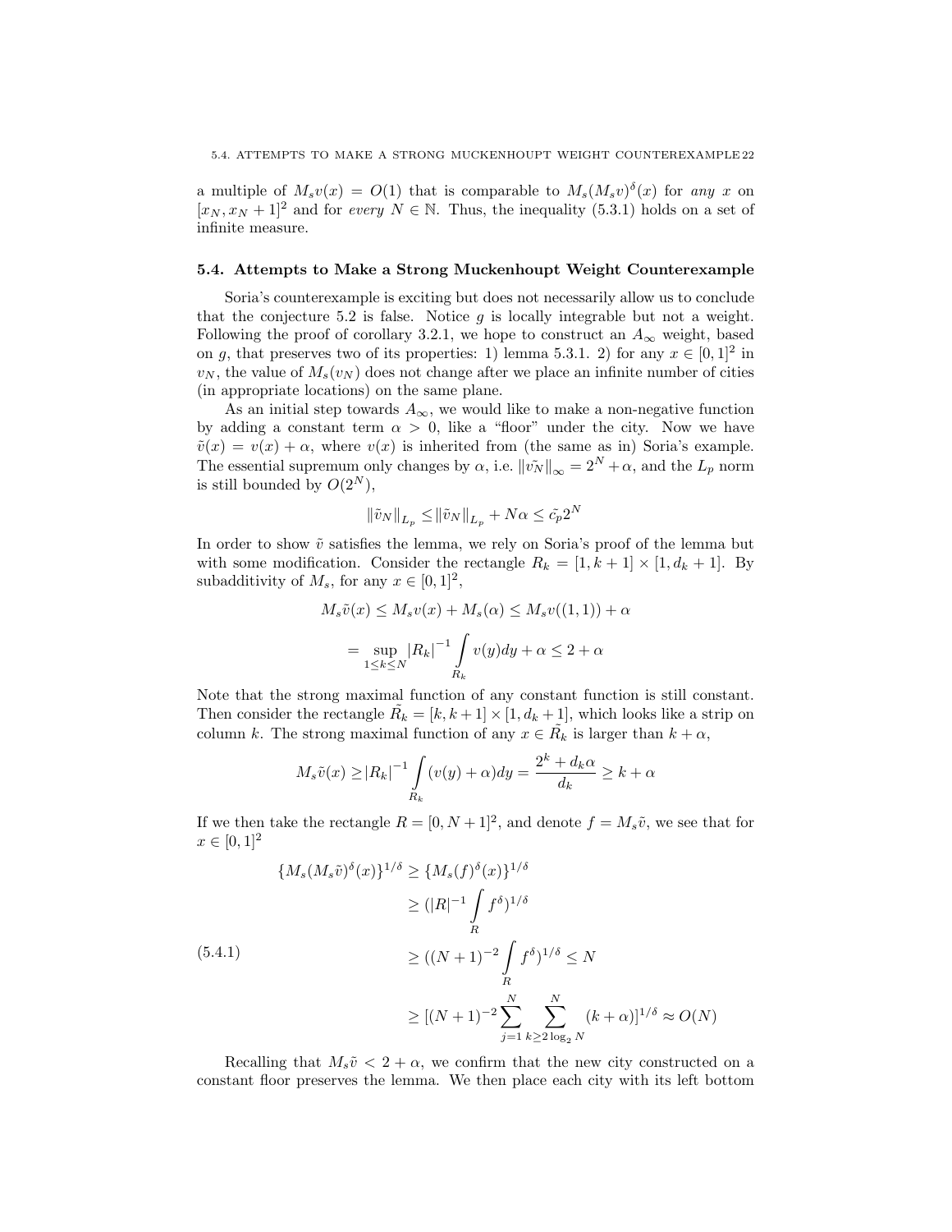a multiple of $M_s v(x) = O(1)$ that is comparable to $M_s(M_s v)^\delta(x)$ for *any* $x$ on $[x_N, x_N + 1]^2$ and for *every* $N \in \mathbb{N}$. Thus, the inequality (5.3.1) holds on a set of infinite measure.

## 5.4. Attempts to Make a Strong Muckenhoupt Weight Counterexample

Soria's counterexample is exciting but does not necessarily allow us to conclude that the conjecture 5.2 is false. Notice $g$ is locally integrable but not a weight. Following the proof of corollary 3.2.1, we hope to construct an $A_\infty$ weight, based on $g$, that preserves two of its properties: 1) lemma 5.3.1. 2) for any $x \in [0,1]^2$ in $v_N$, the value of $M_s(v_N)$ does not change after we place an infinite number of cities (in appropriate locations) on the same plane.

As an initial step towards $A_\infty$, we would like to make a non-negative function by adding a constant term $\alpha > 0$, like a "floor" under the city. Now we have $\tilde{v}(x) = v(x) + \alpha$, where $v(x)$ is inherited from (the same as in) Soria's example. The essential supremum only changes by $\alpha$, i.e. $\|\tilde{v_N}\|_\infty = 2^N + \alpha$, and the $L_p$ norm is still bounded by $O(2^N)$,

$$\|\tilde{v}_N\|_{L_p} \leq \|\tilde{v}_N\|_{L_p} + N\alpha \leq \tilde{c_p} 2^N$$

In order to show $\tilde{v}$ satisfies the lemma, we rely on Soria's proof of the lemma but with some modification. Consider the rectangle $R_k = [1, k+1] \times [1, d_k + 1]$. By subadditivity of $M_s$, for any $x \in [0,1]^2$,

$$M_s \tilde{v}(x) \leq M_s v(x) + M_s(\alpha) \leq M_s v((1,1)) + \alpha$$

$$= \sup_{1 \leq k \leq N} |R_k|^{-1} \int\limits_{R_k} v(y)dy + \alpha \leq 2 + \alpha$$

Note that the strong maximal function of any constant function is still constant. Then consider the rectangle $\tilde{R_k} = [k, k+1] \times [1, d_k + 1]$, which looks like a strip on column $k$. The strong maximal function of any $x \in \tilde{R_k}$ is larger than $k + \alpha$,

$$M_s \tilde{v}(x) \geq |R_k|^{-1} \int\limits_{R_k} (v(y) + \alpha) dy = \frac{2^k + d_k \alpha}{d_k} \geq k + \alpha$$

If we then take the rectangle $R = [0, N+1]^2$, and denote $f = M_s \tilde{v}$, we see that for $x \in [0,1]^2$

$$\begin{aligned}
\{M_s(M_s\tilde{v})^\delta(x)\}^{1/\delta} &\geq \{M_s(f)^\delta(x)\}^{1/\delta} \\
&\geq (|R|^{-1} \int\limits_R f^\delta)^{1/\delta} \\
&\geq ((N+1)^{-2} \int\limits_R f^\delta)^{1/\delta} \leq N \\
&\geq [(N+1)^{-2} \sum_{j=1}^{N} \sum_{k \geq 2 \log_2 N}^{N} (k+\alpha)]^{1/\delta} \approx O(N)
\end{aligned} \tag{5.4.1}$$

Recalling that $M_s \tilde{v} < 2 + \alpha$, we confirm that the new city constructed on a constant floor preserves the lemma. We then place each city with its left bottom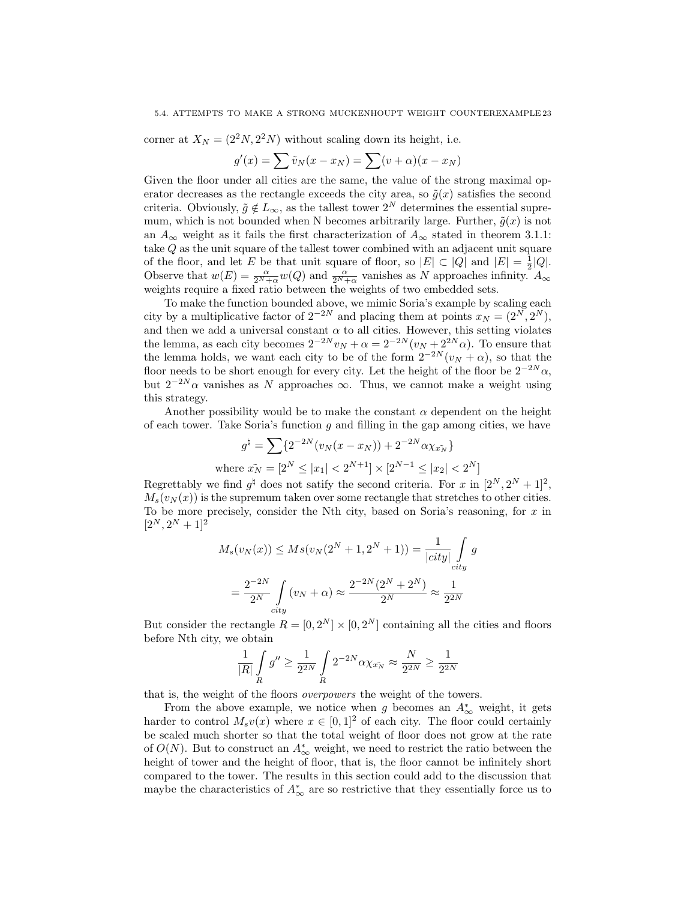corner at $X_N = (2^2N, 2^2N)$ without scaling down its height, i.e.

$$g'(x) = \sum \tilde{v}_N(x - x_N) = \sum (v + \alpha)(x - x_N)$$

Given the floor under all cities are the same, the value of the strong maximal operator decreases as the rectangle exceeds the city area, so $\tilde{g}(x)$ satisfies the second criteria. Obviously, $\tilde{g} \notin L_\infty$, as the tallest tower $2^N$ determines the essential supremum, which is not bounded when N becomes arbitrarily large. Further, $\tilde{g}(x)$ is not an $A_\infty$ weight as it fails the first characterization of $A_\infty$ stated in theorem 3.1.1: take $Q$ as the unit square of the tallest tower combined with an adjacent unit square of the floor, and let $E$ be that unit square of floor, so $|E| \subset |Q|$ and $|E| = \frac{1}{2}|Q|$. Observe that $w(E) = \frac{\alpha}{2^N + \alpha} w(Q)$ and $\frac{\alpha}{2^N+\alpha}$ vanishes as $N$ approaches infinity. $A_\infty$ weights require a fixed ratio between the weights of two embedded sets.

To make the function bounded above, we mimic Soria's example by scaling each city by a multiplicative factor of $2^{-2N}$ and placing them at points $x_N = (2^N, 2^N)$, and then we add a universal constant $\alpha$ to all cities. However, this setting violates the lemma, as each city becomes $2^{-2N}v_N + \alpha = 2^{-2N}(v_N + 2^{2N}\alpha)$. To ensure that the lemma holds, we want each city to be of the form $2^{-2N}(v_N + \alpha)$, so that the floor needs to be short enough for every city. Let the height of the floor be $2^{-2N}\alpha$, but $2^{-2N}\alpha$ vanishes as $N$ approaches $\infty$. Thus, we cannot make a weight using this strategy.

Another possibility would be to make the constant $\alpha$ dependent on the height of each tower. Take Soria's function $g$ and filling in the gap among cities, we have

$$g^\natural = \sum \{2^{-2N}(v_N(x - x_N)) + 2^{-2N}\alpha\chi_{\tilde{x_N}}\}$$

$$\text{where } \tilde{x_N} = [2^N \leq |x_1| < 2^{N+1}] \times [2^{N-1} \leq |x_2| < 2^N]$$

Regrettably we find $g^\natural$ does not satify the second criteria. For $x$ in $[2^N, 2^N + 1]^2$, $M_s(v_N(x))$ is the supremum taken over some rectangle that stretches to other cities. To be more precisely, consider the Nth city, based on Soria's reasoning, for $x$ in $[2^N, 2^N + 1]^2$

$$M_s(v_N(x)) \leq Ms(v_N(2^N + 1, 2^N + 1)) = \frac{1}{|city|} \int\limits_{city} g$$

$$= \frac{2^{-2N}}{2^N} \int\limits_{city} (v_N + \alpha) \approx \frac{2^{-2N}(2^N + 2^N)}{2^N} \approx \frac{1}{2^{2N}}$$

But consider the rectangle $R = [0, 2^N] \times [0, 2^N]$ containing all the cities and floors before Nth city, we obtain

$$\frac{1}{|R|} \int\limits_R g'' \geq \frac{1}{2^{2N}} \int\limits_R 2^{-2N}\alpha\chi_{\tilde{x_N}} \approx \frac{N}{2^{2N}} \geq \frac{1}{2^{2N}}$$

that is, the weight of the floors *overpowers* the weight of the towers.

From the above example, we notice when $g$ becomes an $A^*_\infty$ weight, it gets harder to control $M_s v(x)$ where $x \in [0, 1]^2$ of each city. The floor could certainly be scaled much shorter so that the total weight of floor does not grow at the rate of $O(N)$. But to construct an $A^*_\infty$ weight, we need to restrict the ratio between the height of tower and the height of floor, that is, the floor cannot be infinitely short compared to the tower. The results in this section could add to the discussion that maybe the characteristics of $A^*_\infty$ are so restrictive that they essentially force us to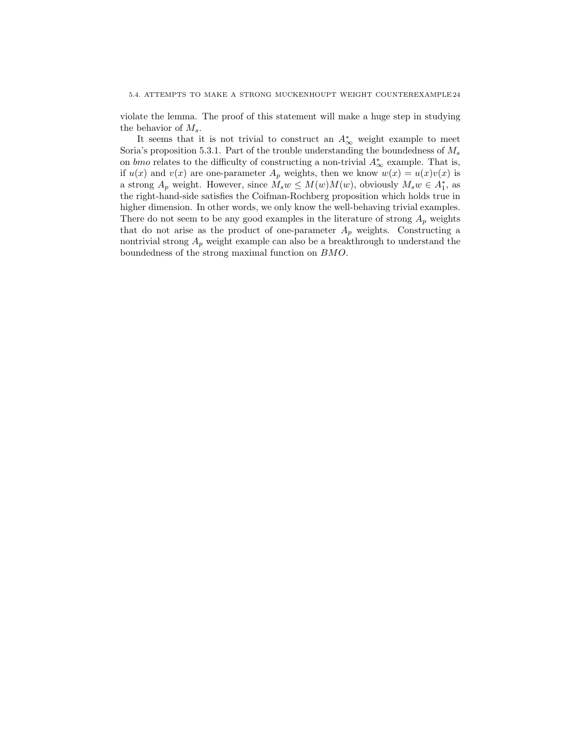violate the lemma. The proof of this statement will make a huge step in studying the behavior of $M_s$.

It seems that it is not trivial to construct an $A_\infty^*$ weight example to meet Soria's proposition 5.3.1. Part of the trouble understanding the boundedness of $M_s$ on *bmo* relates to the difficulty of constructing a non-trivial $A_\infty^*$ example. That is, if $u(x)$ and $v(x)$ are one-parameter $A_p$ weights, then we know $w(x) = u(x)v(x)$ is a strong $A_p$ weight. However, since $M_s w \le M(w)M(w)$, obviously $M_s w \in A_1^*$, as the right-hand-side satisfies the Coifman-Rochberg proposition which holds true in higher dimension. In other words, we only know the well-behaving trivial examples. There do not seem to be any good examples in the literature of strong $A_p$ weights that do not arise as the product of one-parameter $A_p$ weights. Constructing a nontrivial strong $A_p$ weight example can also be a breakthrough to understand the boundedness of the strong maximal function on $BMO$.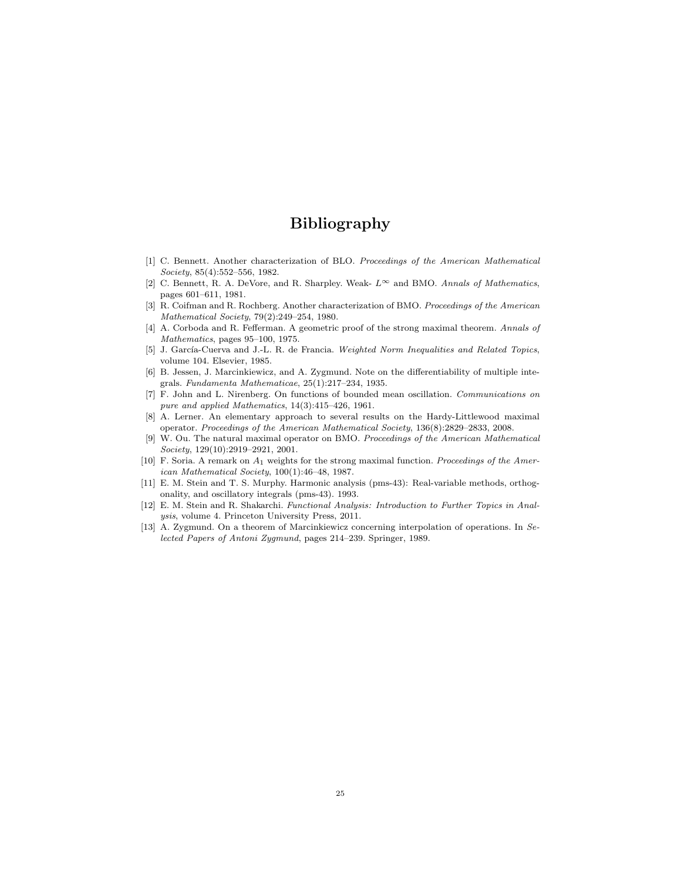# Bibliography

[1] C. Bennett. Another characterization of BLO. *Proceedings of the American Mathematical Society*, 85(4):552–556, 1982.

[2] C. Bennett, R. A. DeVore, and R. Sharpley. Weak- $L^{\infty}$ and BMO. *Annals of Mathematics*, pages 601–611, 1981.

[3] R. Coifman and R. Rochberg. Another characterization of BMO. *Proceedings of the American Mathematical Society*, 79(2):249–254, 1980.

[4] A. Corboda and R. Fefferman. A geometric proof of the strong maximal theorem. *Annals of Mathematics*, pages 95–100, 1975.

[5] J. García-Cuerva and J.-L. R. de Francia. *Weighted Norm Inequalities and Related Topics*, volume 104. Elsevier, 1985.

[6] B. Jessen, J. Marcinkiewicz, and A. Zygmund. Note on the differentiability of multiple integrals. *Fundamenta Mathematicae*, 25(1):217–234, 1935.

[7] F. John and L. Nirenberg. On functions of bounded mean oscillation. *Communications on pure and applied Mathematics*, 14(3):415–426, 1961.

[8] A. Lerner. An elementary approach to several results on the Hardy-Littlewood maximal operator. *Proceedings of the American Mathematical Society*, 136(8):2829–2833, 2008.

[9] W. Ou. The natural maximal operator on BMO. *Proceedings of the American Mathematical Society*, 129(10):2919–2921, 2001.

[10] F. Soria. A remark on $A_1$ weights for the strong maximal function. *Proceedings of the American Mathematical Society*, 100(1):46–48, 1987.

[11] E. M. Stein and T. S. Murphy. Harmonic analysis (pms-43): Real-variable methods, orthogonality, and oscillatory integrals (pms-43). 1993.

[12] E. M. Stein and R. Shakarchi. *Functional Analysis: Introduction to Further Topics in Analysis*, volume 4. Princeton University Press, 2011.

[13] A. Zygmund. On a theorem of Marcinkiewicz concerning interpolation of operations. In *Selected Papers of Antoni Zygmund*, pages 214–239. Springer, 1989.